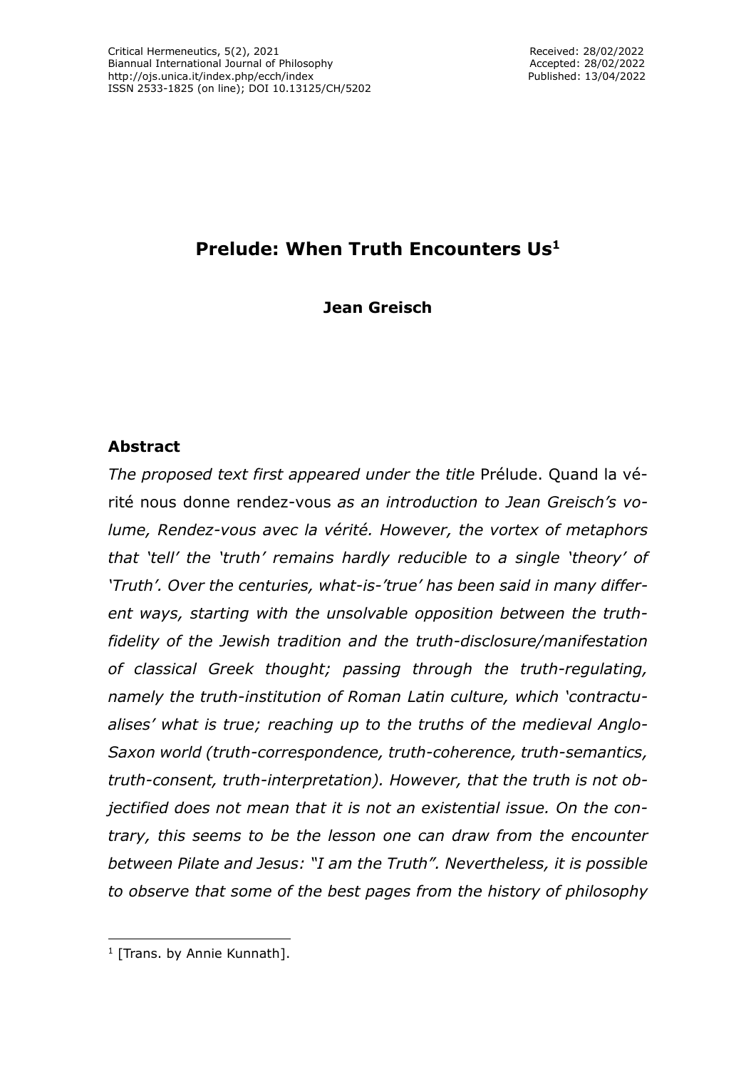# Prelude: When Truth Encounters Us[1]

**Jean Greisch**

## Abstract

*The proposed text first appeared under the title* Prélude. Quand la vérité nous donne rendez-vous *as an introduction to Jean Greisch's volume, Rendez-vous avec la vérité. However, the vortex of metaphors that 'tell' the 'truth' remains hardly reducible to a single 'theory' of 'Truth'. Over the centuries, what-is-'true' has been said in many different ways, starting with the unsolvable opposition between the truth-fidelity of the Jewish tradition and the truth-disclosure/manifestation of classical Greek thought; passing through the truth-regulating, namely the truth-institution of Roman Latin culture, which 'contractualises' what is true; reaching up to the truths of the medieval Anglo-Saxon world (truth-correspondence, truth-coherence, truth-semantics, truth-consent, truth-interpretation). However, that the truth is not objectified does not mean that it is not an existential issue. On the contrary, this seems to be the lesson one can draw from the encounter between Pilate and Jesus: "I am the Truth". Nevertheless, it is possible to observe that some of the best pages from the history of philosophy*

---

[1] [Trans. by Annie Kunnath].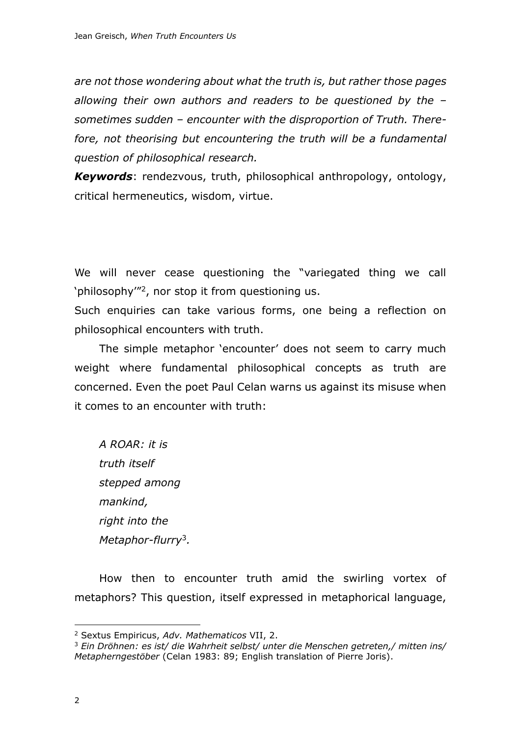*are not those wondering about what the truth is, but rather those pages allowing their own authors and readers to be questioned by the – sometimes sudden – encounter with the disproportion of Truth. Therefore, not theorising but encountering the truth will be a fundamental question of philosophical research.*

***Keywords***: rendezvous, truth, philosophical anthropology, ontology, critical hermeneutics, wisdom, virtue.

We will never cease questioning the "variegated thing we call 'philosophy'"[2], nor stop it from questioning us.

Such enquiries can take various forms, one being a reflection on philosophical encounters with truth.

The simple metaphor 'encounter' does not seem to carry much weight where fundamental philosophical concepts as truth are concerned. Even the poet Paul Celan warns us against its misuse when it comes to an encounter with truth:

*A ROAR: it is*
*truth itself*
*stepped among*
*mankind,*
*right into the*
*Metaphor-flurry*[3]*.*

How then to encounter truth amid the swirling vortex of metaphors? This question, itself expressed in metaphorical language,

---

[2] Sextus Empiricus, *Adv. Mathematicos* VII, 2.

[3] *Ein Dröhnen: es ist/ die Wahrheit selbst/ unter die Menschen getreten,/ mitten ins/ Metapherngestöber* (Celan 1983: 89; English translation of Pierre Joris).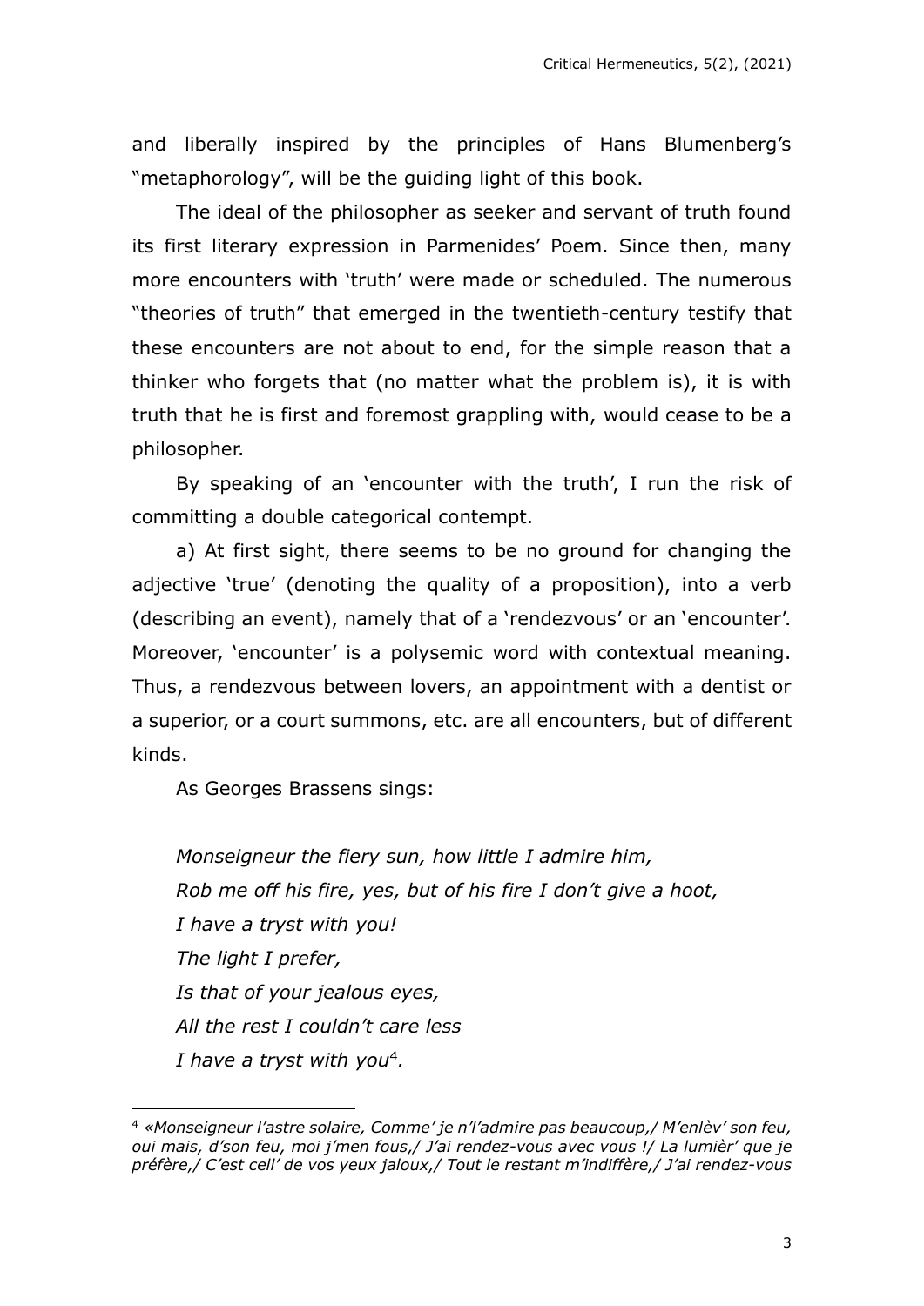and liberally inspired by the principles of Hans Blumenberg's "metaphorology", will be the guiding light of this book.

The ideal of the philosopher as seeker and servant of truth found its first literary expression in Parmenides' Poem. Since then, many more encounters with 'truth' were made or scheduled. The numerous "theories of truth" that emerged in the twentieth-century testify that these encounters are not about to end, for the simple reason that a thinker who forgets that (no matter what the problem is), it is with truth that he is first and foremost grappling with, would cease to be a philosopher.

By speaking of an 'encounter with the truth', I run the risk of committing a double categorical contempt.

a) At first sight, there seems to be no ground for changing the adjective 'true' (denoting the quality of a proposition), into a verb (describing an event), namely that of a 'rendezvous' or an 'encounter'. Moreover, 'encounter' is a polysemic word with contextual meaning. Thus, a rendezvous between lovers, an appointment with a dentist or a superior, or a court summons, etc. are all encounters, but of different kinds.

As Georges Brassens sings:

*Monseigneur the fiery sun, how little I admire him,*
*Rob me off his fire, yes, but of his fire I don't give a hoot,*
*I have a tryst with you!*
*The light I prefer,*
*Is that of your jealous eyes,*
*All the rest I couldn't care less*
*I have a tryst with you*[4].

[4] *«Monseigneur l'astre solaire, Comme' je n'l'admire pas beaucoup,/ M'enlèv' son feu, oui mais, d'son feu, moi j'men fous,/ J'ai rendez-vous avec vous !/ La lumièr' que je préfère,/ C'est cell' de vos yeux jaloux,/ Tout le restant m'indiffère,/ J'ai rendez-vous*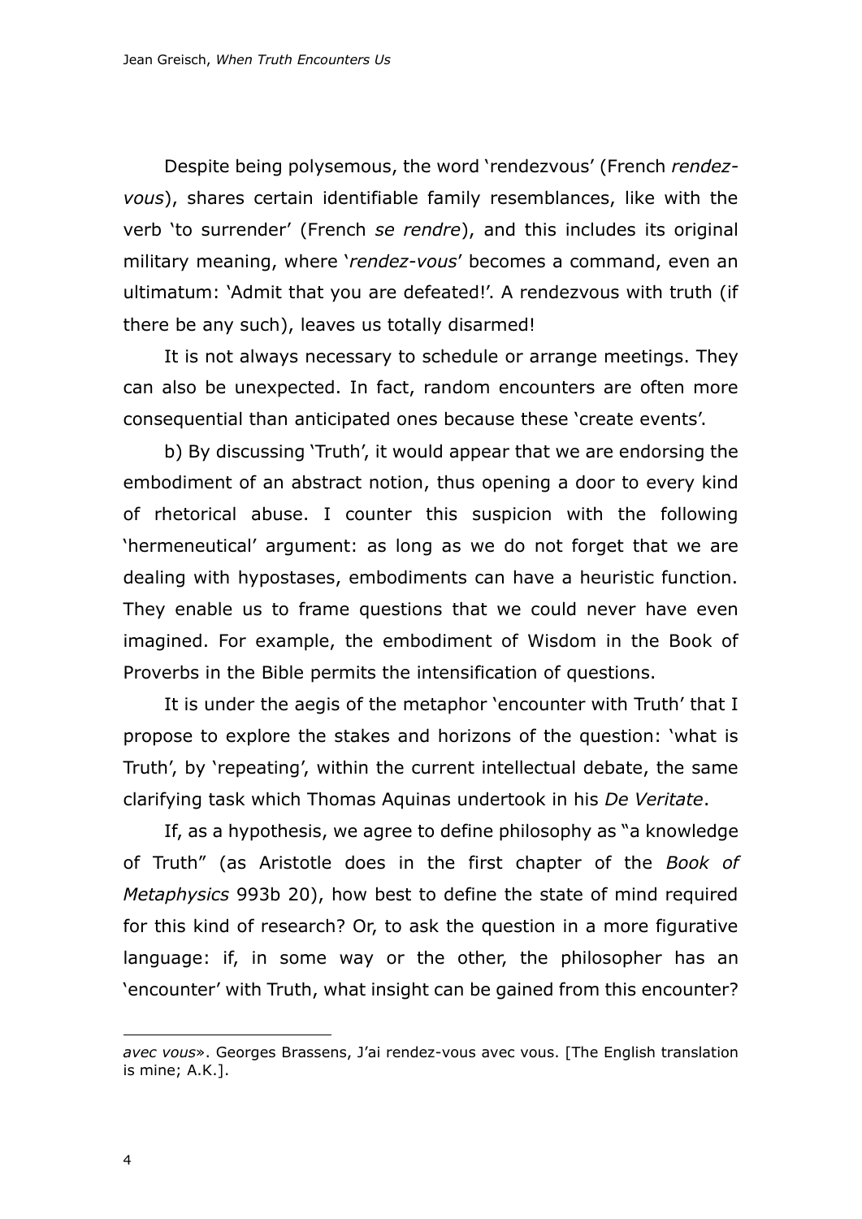Despite being polysemous, the word 'rendezvous' (French *rendez-vous*), shares certain identifiable family resemblances, like with the verb 'to surrender' (French *se rendre*), and this includes its original military meaning, where '*rendez-vous*' becomes a command, even an ultimatum: 'Admit that you are defeated!'. A rendezvous with truth (if there be any such), leaves us totally disarmed!

It is not always necessary to schedule or arrange meetings. They can also be unexpected. In fact, random encounters are often more consequential than anticipated ones because these 'create events'.

b) By discussing 'Truth', it would appear that we are endorsing the embodiment of an abstract notion, thus opening a door to every kind of rhetorical abuse. I counter this suspicion with the following 'hermeneutical' argument: as long as we do not forget that we are dealing with hypostases, embodiments can have a heuristic function. They enable us to frame questions that we could never have even imagined. For example, the embodiment of Wisdom in the Book of Proverbs in the Bible permits the intensification of questions.

It is under the aegis of the metaphor 'encounter with Truth' that I propose to explore the stakes and horizons of the question: 'what is Truth', by 'repeating', within the current intellectual debate, the same clarifying task which Thomas Aquinas undertook in his *De Veritate*.

If, as a hypothesis, we agree to define philosophy as "a knowledge of Truth" (as Aristotle does in the first chapter of the *Book of Metaphysics* 993b 20), how best to define the state of mind required for this kind of research? Or, to ask the question in a more figurative language: if, in some way or the other, the philosopher has an 'encounter' with Truth, what insight can be gained from this encounter?

---

*avec vous*». Georges Brassens, J'ai rendez-vous avec vous. [The English translation is mine; A.K.].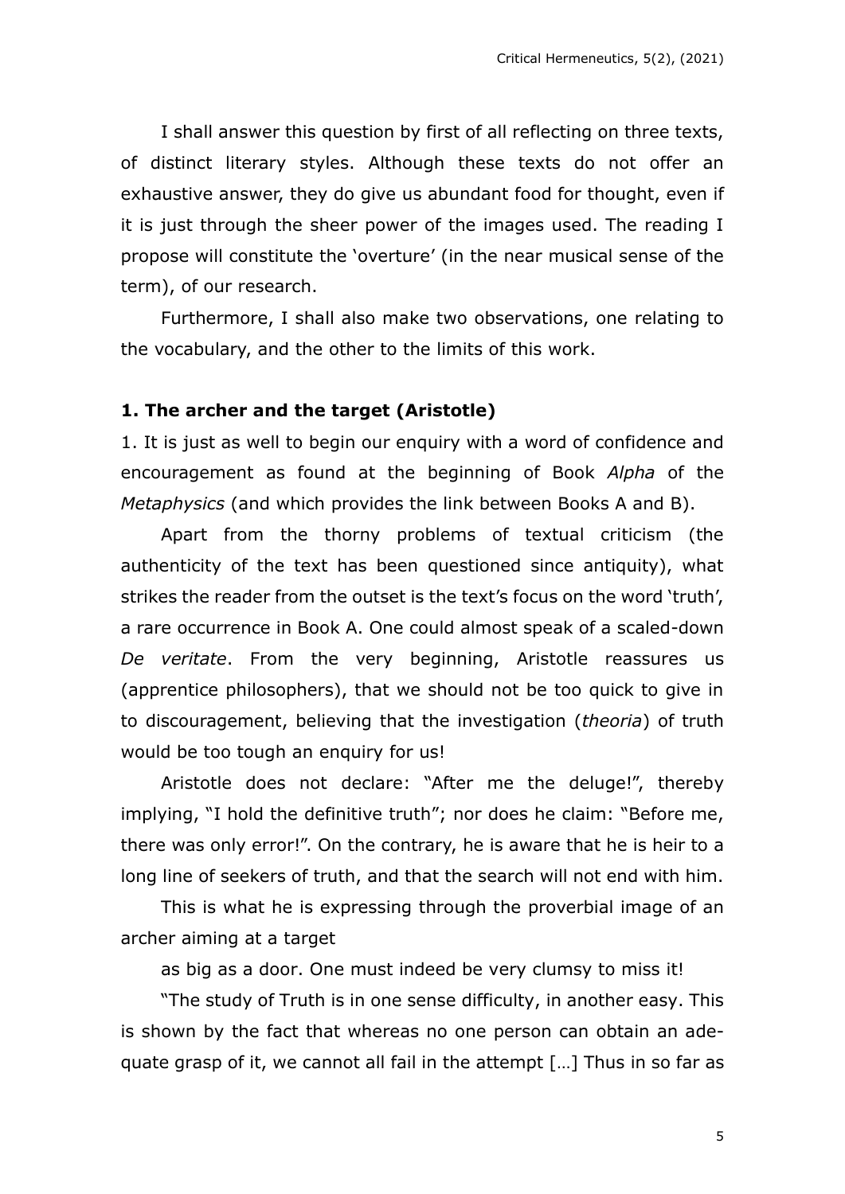I shall answer this question by first of all reflecting on three texts, of distinct literary styles. Although these texts do not offer an exhaustive answer, they do give us abundant food for thought, even if it is just through the sheer power of the images used. The reading I propose will constitute the 'overture' (in the near musical sense of the term), of our research.

Furthermore, I shall also make two observations, one relating to the vocabulary, and the other to the limits of this work.

### 1. The archer and the target (Aristotle)

1. It is just as well to begin our enquiry with a word of confidence and encouragement as found at the beginning of Book *Alpha* of the *Metaphysics* (and which provides the link between Books A and B).

Apart from the thorny problems of textual criticism (the authenticity of the text has been questioned since antiquity), what strikes the reader from the outset is the text's focus on the word 'truth', a rare occurrence in Book A. One could almost speak of a scaled-down *De veritate*. From the very beginning, Aristotle reassures us (apprentice philosophers), that we should not be too quick to give in to discouragement, believing that the investigation (*theoria*) of truth would be too tough an enquiry for us!

Aristotle does not declare: "After me the deluge!", thereby implying, "I hold the definitive truth"; nor does he claim: "Before me, there was only error!". On the contrary, he is aware that he is heir to a long line of seekers of truth, and that the search will not end with him.

This is what he is expressing through the proverbial image of an archer aiming at a target

as big as a door. One must indeed be very clumsy to miss it!

"The study of Truth is in one sense difficulty, in another easy. This is shown by the fact that whereas no one person can obtain an adequate grasp of it, we cannot all fail in the attempt […] Thus in so far as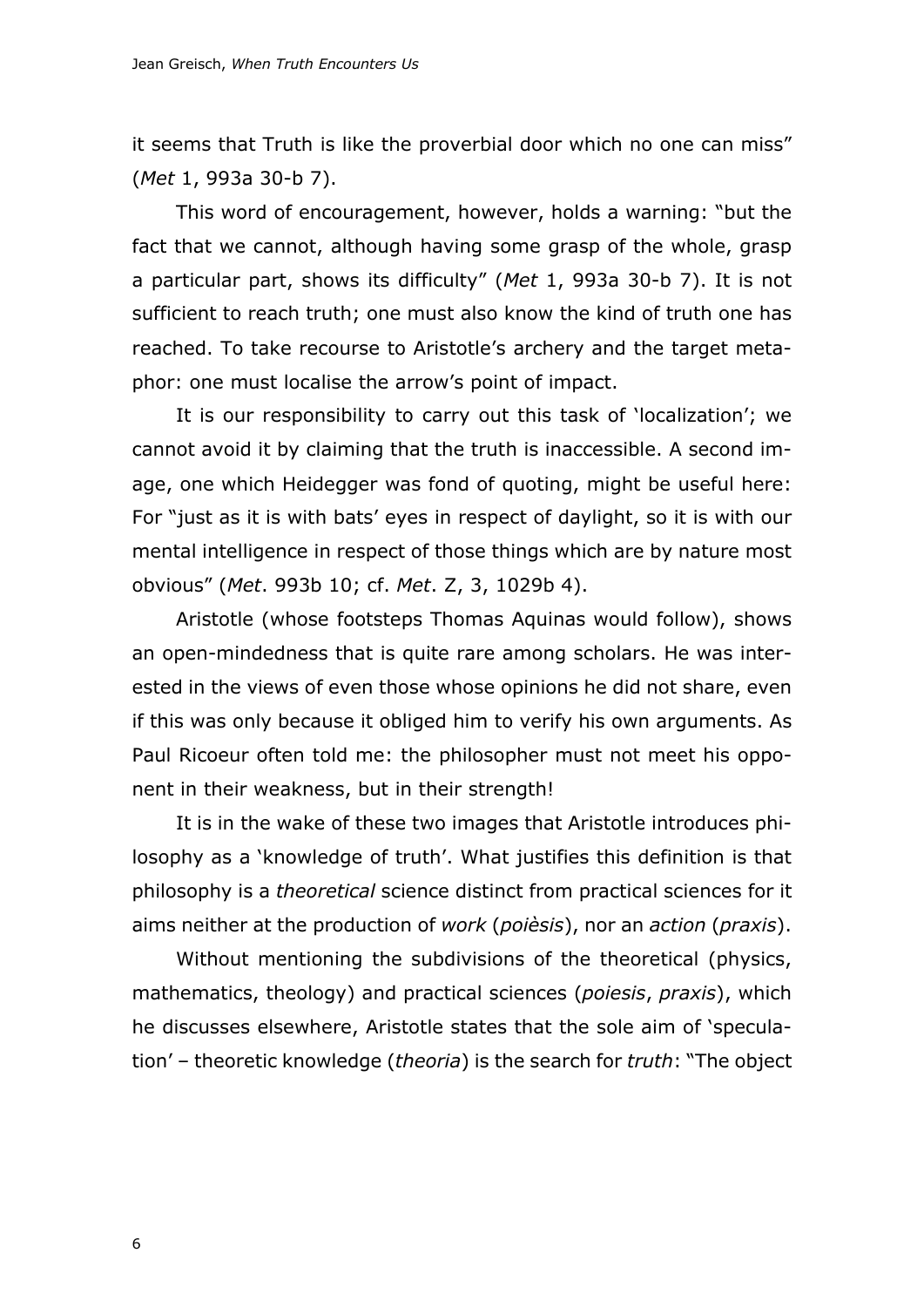it seems that Truth is like the proverbial door which no one can miss" (*Met* 1, 993a 30-b 7).

This word of encouragement, however, holds a warning: "but the fact that we cannot, although having some grasp of the whole, grasp a particular part, shows its difficulty" (*Met* 1, 993a 30-b 7). It is not sufficient to reach truth; one must also know the kind of truth one has reached. To take recourse to Aristotle's archery and the target metaphor: one must localise the arrow's point of impact.

It is our responsibility to carry out this task of 'localization'; we cannot avoid it by claiming that the truth is inaccessible. A second image, one which Heidegger was fond of quoting, might be useful here: For "just as it is with bats' eyes in respect of daylight, so it is with our mental intelligence in respect of those things which are by nature most obvious" (*Met*. 993b 10; cf. *Met*. Z, 3, 1029b 4).

Aristotle (whose footsteps Thomas Aquinas would follow), shows an open-mindedness that is quite rare among scholars. He was interested in the views of even those whose opinions he did not share, even if this was only because it obliged him to verify his own arguments. As Paul Ricoeur often told me: the philosopher must not meet his opponent in their weakness, but in their strength!

It is in the wake of these two images that Aristotle introduces philosophy as a 'knowledge of truth'. What justifies this definition is that philosophy is a *theoretical* science distinct from practical sciences for it aims neither at the production of *work* (*poièsis*), nor an *action* (*praxis*).

Without mentioning the subdivisions of the theoretical (physics, mathematics, theology) and practical sciences (*poiesis*, *praxis*), which he discusses elsewhere, Aristotle states that the sole aim of 'speculation' – theoretic knowledge (*theoria*) is the search for *truth*: "The object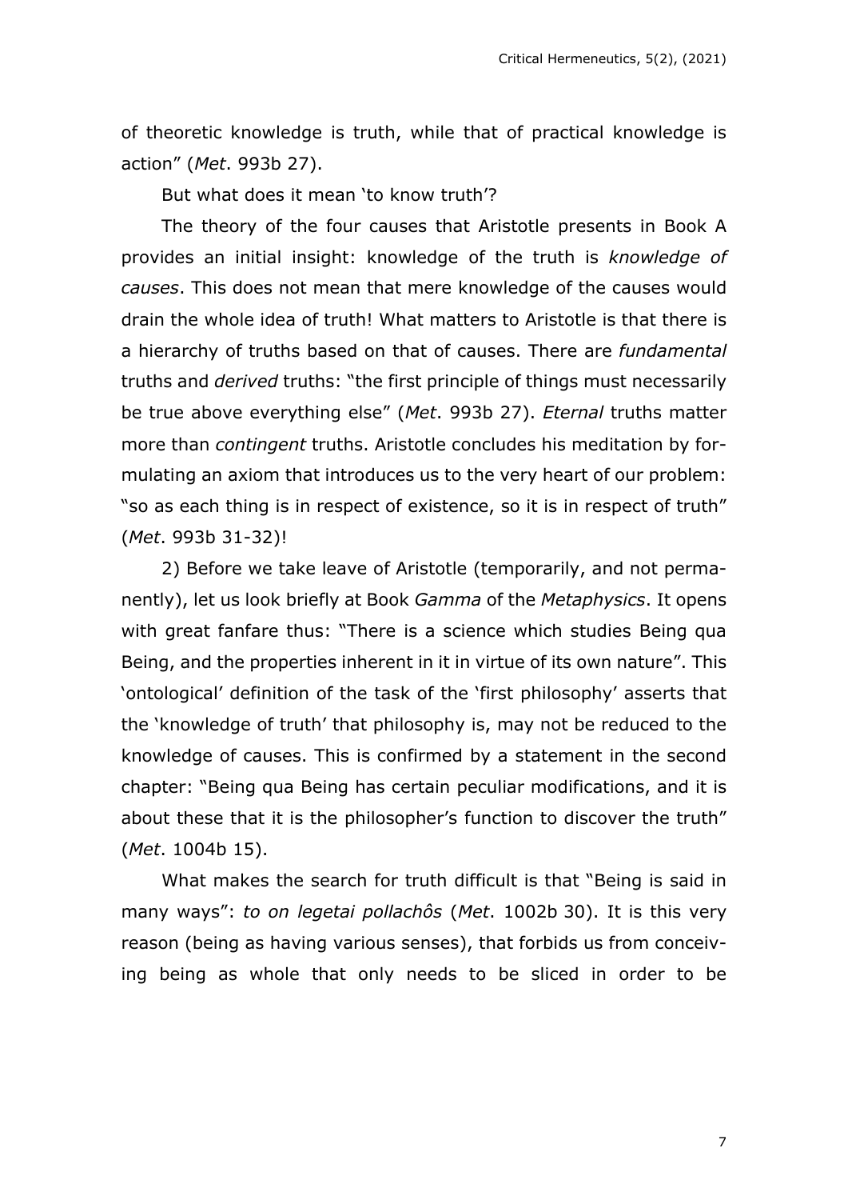of theoretic knowledge is truth, while that of practical knowledge is action" (*Met*. 993b 27).

But what does it mean 'to know truth'?

The theory of the four causes that Aristotle presents in Book A provides an initial insight: knowledge of the truth is *knowledge of causes*. This does not mean that mere knowledge of the causes would drain the whole idea of truth! What matters to Aristotle is that there is a hierarchy of truths based on that of causes. There are *fundamental* truths and *derived* truths: "the first principle of things must necessarily be true above everything else" (*Met*. 993b 27). *Eternal* truths matter more than *contingent* truths. Aristotle concludes his meditation by formulating an axiom that introduces us to the very heart of our problem: "so as each thing is in respect of existence, so it is in respect of truth" (*Met*. 993b 31-32)!

2) Before we take leave of Aristotle (temporarily, and not permanently), let us look briefly at Book *Gamma* of the *Metaphysics*. It opens with great fanfare thus: "There is a science which studies Being qua Being, and the properties inherent in it in virtue of its own nature". This 'ontological' definition of the task of the 'first philosophy' asserts that the 'knowledge of truth' that philosophy is, may not be reduced to the knowledge of causes. This is confirmed by a statement in the second chapter: "Being qua Being has certain peculiar modifications, and it is about these that it is the philosopher's function to discover the truth" (*Met*. 1004b 15).

What makes the search for truth difficult is that "Being is said in many ways": *to on legetai pollachôs* (*Met*. 1002b 30). It is this very reason (being as having various senses), that forbids us from conceiving being as whole that only needs to be sliced in order to be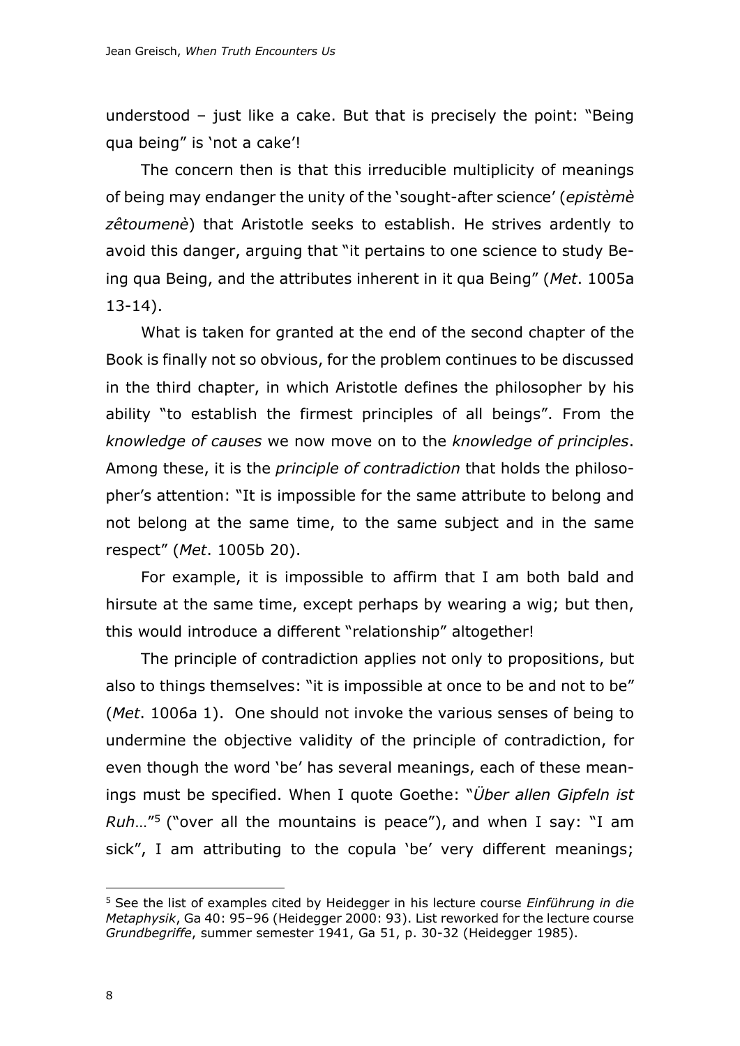understood – just like a cake. But that is precisely the point: "Being qua being" is 'not a cake'!

The concern then is that this irreducible multiplicity of meanings of being may endanger the unity of the 'sought-after science' (*epistèmè zêtoumenè*) that Aristotle seeks to establish. He strives ardently to avoid this danger, arguing that "it pertains to one science to study Being qua Being, and the attributes inherent in it qua Being" (*Met*. 1005a 13-14).

What is taken for granted at the end of the second chapter of the Book is finally not so obvious, for the problem continues to be discussed in the third chapter, in which Aristotle defines the philosopher by his ability "to establish the firmest principles of all beings". From the *knowledge of causes* we now move on to the *knowledge of principles*. Among these, it is the *principle of contradiction* that holds the philosopher's attention: "It is impossible for the same attribute to belong and not belong at the same time, to the same subject and in the same respect" (*Met*. 1005b 20).

For example, it is impossible to affirm that I am both bald and hirsute at the same time, except perhaps by wearing a wig; but then, this would introduce a different "relationship" altogether!

The principle of contradiction applies not only to propositions, but also to things themselves: "it is impossible at once to be and not to be" (*Met*. 1006a 1). One should not invoke the various senses of being to undermine the objective validity of the principle of contradiction, for even though the word 'be' has several meanings, each of these meanings must be specified. When I quote Goethe: "*Über allen Gipfeln ist Ruh*…"[5] ("over all the mountains is peace"), and when I say: "I am sick", I am attributing to the copula 'be' very different meanings;

[5] See the list of examples cited by Heidegger in his lecture course *Einführung in die Metaphysik*, Ga 40: 95–96 (Heidegger 2000: 93). List reworked for the lecture course *Grundbegriffe*, summer semester 1941, Ga 51, p. 30-32 (Heidegger 1985).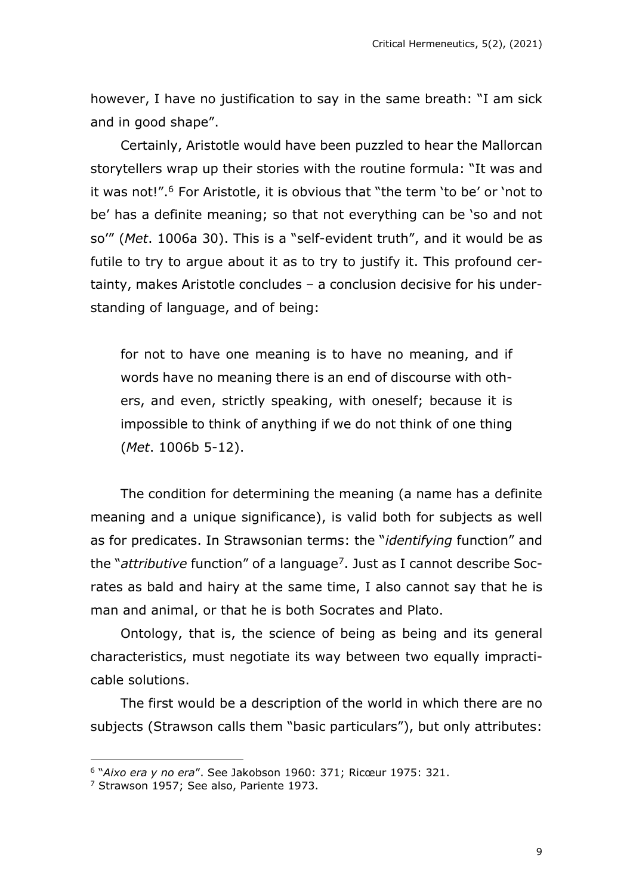however, I have no justification to say in the same breath: "I am sick and in good shape".

Certainly, Aristotle would have been puzzled to hear the Mallorcan storytellers wrap up their stories with the routine formula: "It was and it was not!".[6] For Aristotle, it is obvious that "the term 'to be' or 'not to be' has a definite meaning; so that not everything can be 'so and not so'" (*Met*. 1006a 30). This is a "self-evident truth", and it would be as futile to try to argue about it as to try to justify it. This profound certainty, makes Aristotle concludes – a conclusion decisive for his understanding of language, and of being:

> for not to have one meaning is to have no meaning, and if words have no meaning there is an end of discourse with others, and even, strictly speaking, with oneself; because it is impossible to think of anything if we do not think of one thing (*Met*. 1006b 5-12).

The condition for determining the meaning (a name has a definite meaning and a unique significance), is valid both for subjects as well as for predicates. In Strawsonian terms: the "*identifying* function" and the "*attributive* function" of a language[7]. Just as I cannot describe Socrates as bald and hairy at the same time, I also cannot say that he is man and animal, or that he is both Socrates and Plato.

Ontology, that is, the science of being as being and its general characteristics, must negotiate its way between two equally impracticable solutions.

The first would be a description of the world in which there are no subjects (Strawson calls them "basic particulars"), but only attributes:

---

[6] "*Aixo era y no era*". See Jakobson 1960: 371; Ricœur 1975: 321.

[7] Strawson 1957; See also, Pariente 1973.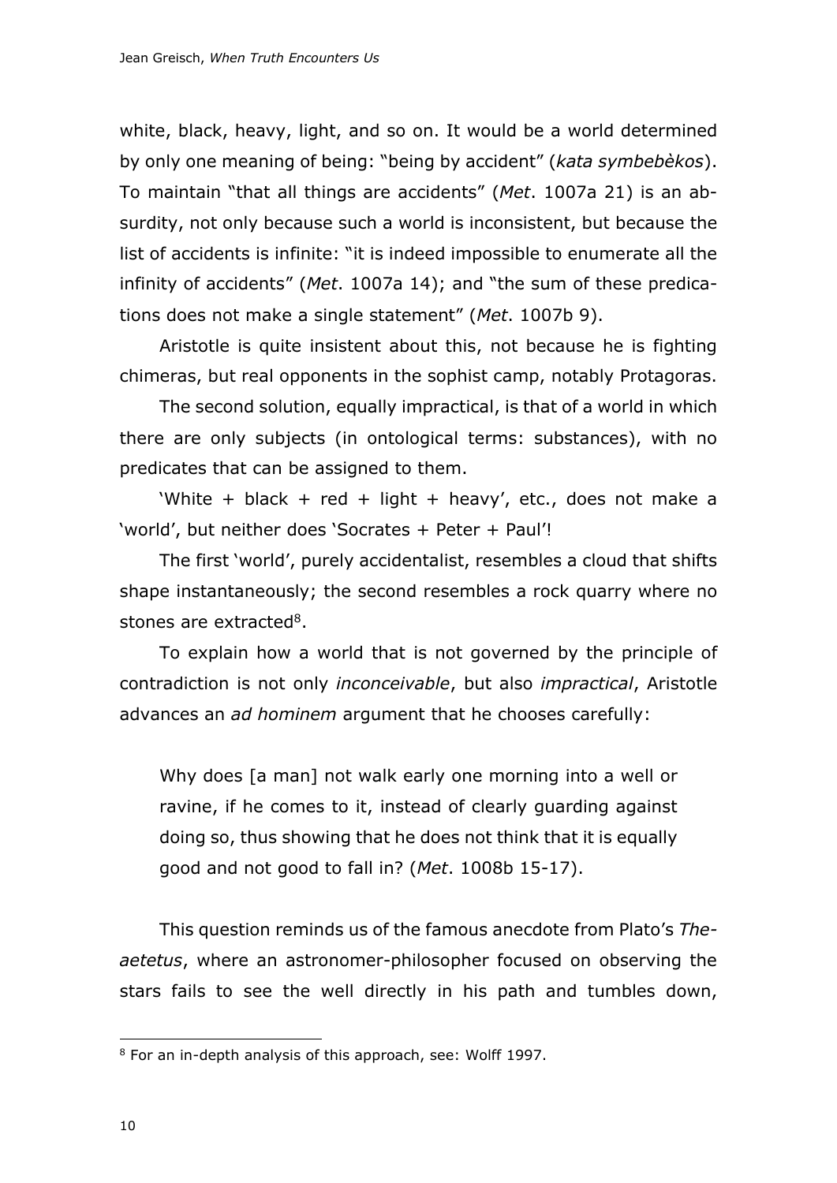white, black, heavy, light, and so on. It would be a world determined by only one meaning of being: "being by accident" (*kata symbebèkos*). To maintain "that all things are accidents" (*Met*. 1007a 21) is an absurdity, not only because such a world is inconsistent, but because the list of accidents is infinite: "it is indeed impossible to enumerate all the infinity of accidents" (*Met*. 1007a 14); and "the sum of these predications does not make a single statement" (*Met*. 1007b 9).

Aristotle is quite insistent about this, not because he is fighting chimeras, but real opponents in the sophist camp, notably Protagoras.

The second solution, equally impractical, is that of a world in which there are only subjects (in ontological terms: substances), with no predicates that can be assigned to them.

'White + black + red + light + heavy', etc., does not make a 'world', but neither does 'Socrates + Peter + Paul'!

The first 'world', purely accidentalist, resembles a cloud that shifts shape instantaneously; the second resembles a rock quarry where no stones are extracted[8].

To explain how a world that is not governed by the principle of contradiction is not only *inconceivable*, but also *impractical*, Aristotle advances an *ad hominem* argument that he chooses carefully:

> Why does [a man] not walk early one morning into a well or ravine, if he comes to it, instead of clearly guarding against doing so, thus showing that he does not think that it is equally good and not good to fall in? (*Met*. 1008b 15-17).

This question reminds us of the famous anecdote from Plato's *Theaetetus*, where an astronomer-philosopher focused on observing the stars fails to see the well directly in his path and tumbles down,

---

[8] For an in-depth analysis of this approach, see: Wolff 1997.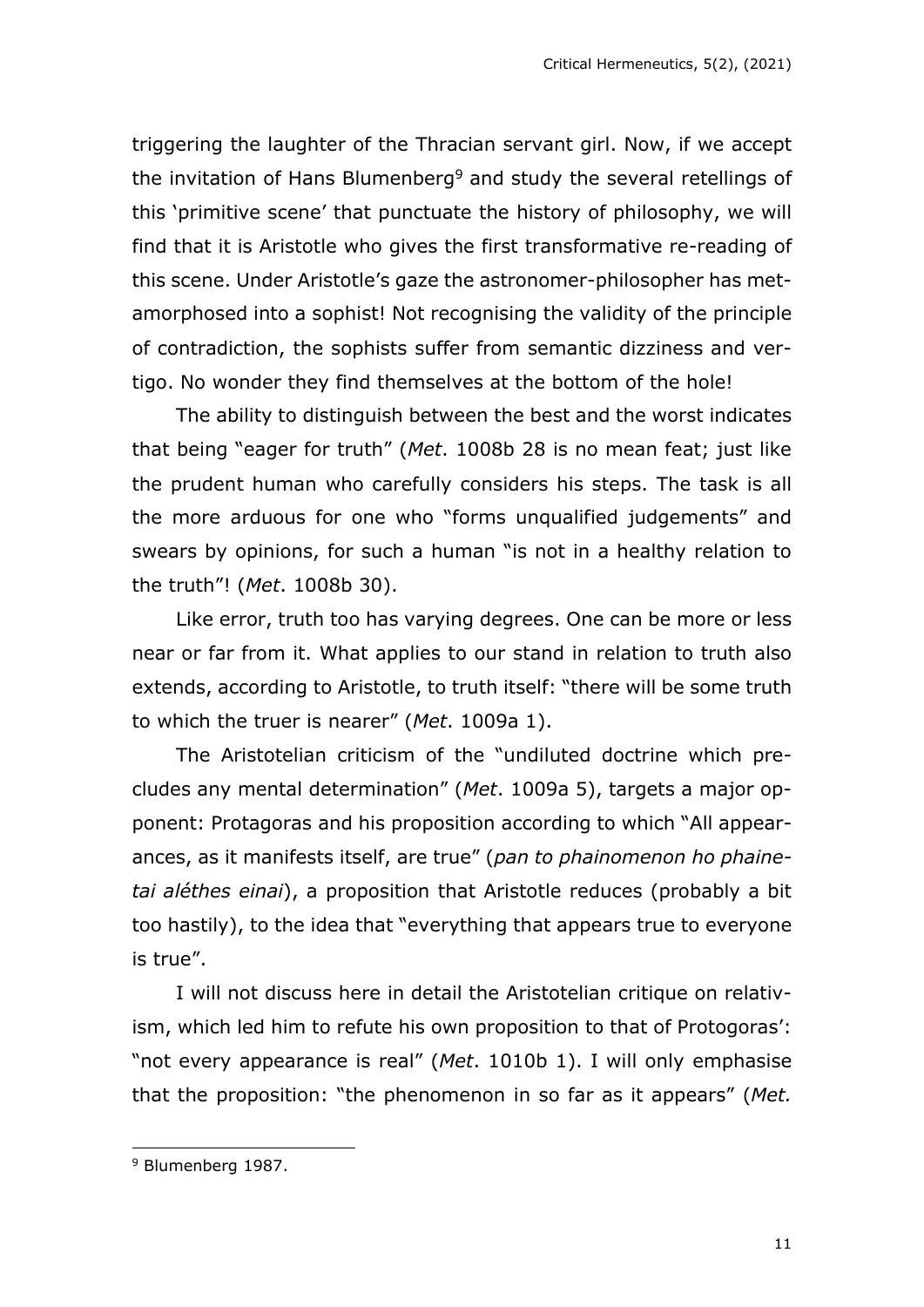triggering the laughter of the Thracian servant girl. Now, if we accept the invitation of Hans Blumenberg[9] and study the several retellings of this 'primitive scene' that punctuate the history of philosophy, we will find that it is Aristotle who gives the first transformative re-reading of this scene. Under Aristotle's gaze the astronomer-philosopher has metamorphosed into a sophist! Not recognising the validity of the principle of contradiction, the sophists suffer from semantic dizziness and vertigo. No wonder they find themselves at the bottom of the hole!

The ability to distinguish between the best and the worst indicates that being "eager for truth" (*Met*. 1008b 28 is no mean feat; just like the prudent human who carefully considers his steps. The task is all the more arduous for one who "forms unqualified judgements" and swears by opinions, for such a human "is not in a healthy relation to the truth"! (*Met*. 1008b 30).

Like error, truth too has varying degrees. One can be more or less near or far from it. What applies to our stand in relation to truth also extends, according to Aristotle, to truth itself: "there will be some truth to which the truer is nearer" (*Met*. 1009a 1).

The Aristotelian criticism of the "undiluted doctrine which precludes any mental determination" (*Met*. 1009a 5), targets a major opponent: Protagoras and his proposition according to which "All appearances, as it manifests itself, are true" (*pan to phainomenon ho phainetai aléthes einai*), a proposition that Aristotle reduces (probably a bit too hastily), to the idea that "everything that appears true to everyone is true".

I will not discuss here in detail the Aristotelian critique on relativism, which led him to refute his own proposition to that of Protogoras': "not every appearance is real" (*Met*. 1010b 1). I will only emphasise that the proposition: "the phenomenon in so far as it appears" (*Met.*

[9] Blumenberg 1987.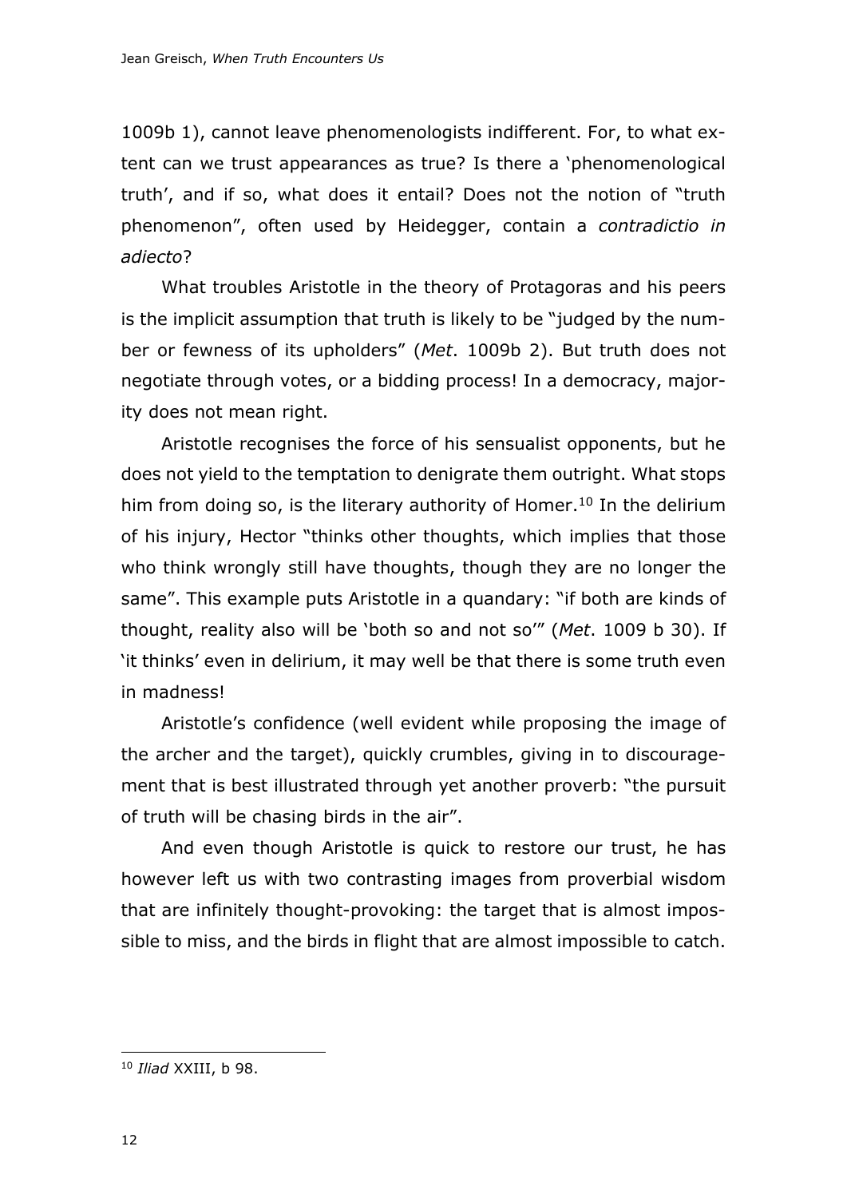1009b 1), cannot leave phenomenologists indifferent. For, to what extent can we trust appearances as true? Is there a 'phenomenological truth', and if so, what does it entail? Does not the notion of "truth phenomenon", often used by Heidegger, contain a *contradictio in adiecto*?

What troubles Aristotle in the theory of Protagoras and his peers is the implicit assumption that truth is likely to be "judged by the number or fewness of its upholders" (*Met*. 1009b 2). But truth does not negotiate through votes, or a bidding process! In a democracy, majority does not mean right.

Aristotle recognises the force of his sensualist opponents, but he does not yield to the temptation to denigrate them outright. What stops him from doing so, is the literary authority of Homer.[10] In the delirium of his injury, Hector "thinks other thoughts, which implies that those who think wrongly still have thoughts, though they are no longer the same". This example puts Aristotle in a quandary: "if both are kinds of thought, reality also will be 'both so and not so'" (*Met*. 1009 b 30). If 'it thinks' even in delirium, it may well be that there is some truth even in madness!

Aristotle's confidence (well evident while proposing the image of the archer and the target), quickly crumbles, giving in to discouragement that is best illustrated through yet another proverb: "the pursuit of truth will be chasing birds in the air".

And even though Aristotle is quick to restore our trust, he has however left us with two contrasting images from proverbial wisdom that are infinitely thought-provoking: the target that is almost impossible to miss, and the birds in flight that are almost impossible to catch.

---

[10] *Iliad* XXIII, b 98.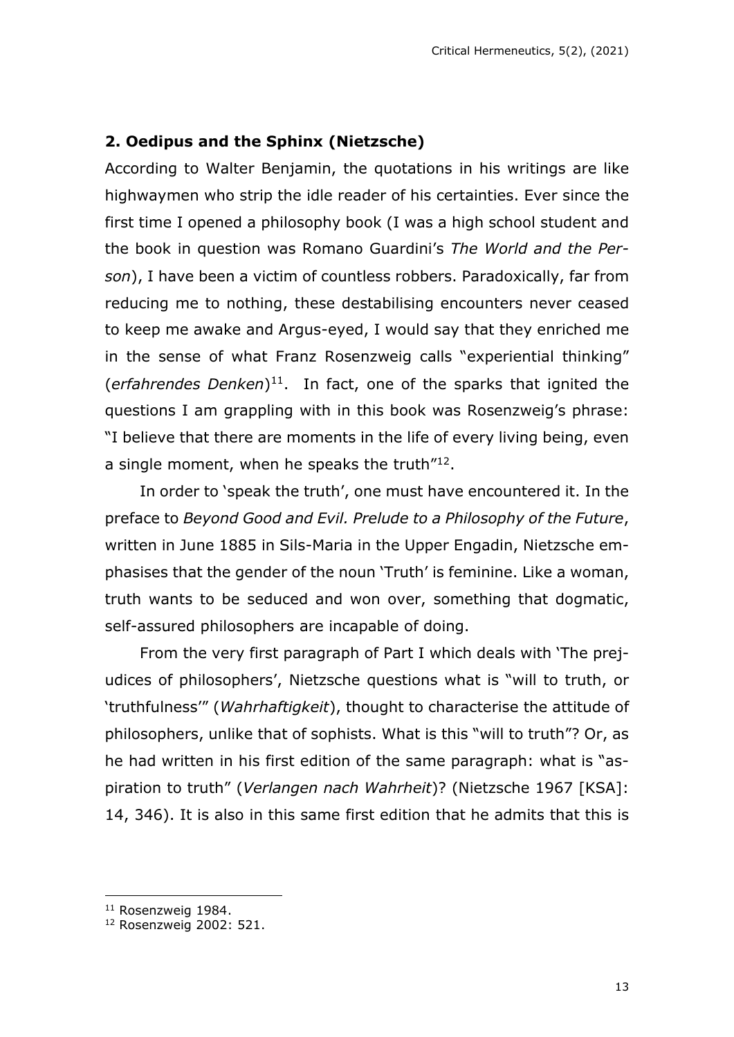## 2. Oedipus and the Sphinx (Nietzsche)

According to Walter Benjamin, the quotations in his writings are like highwaymen who strip the idle reader of his certainties. Ever since the first time I opened a philosophy book (I was a high school student and the book in question was Romano Guardini's *The World and the Person*), I have been a victim of countless robbers. Paradoxically, far from reducing me to nothing, these destabilising encounters never ceased to keep me awake and Argus-eyed, I would say that they enriched me in the sense of what Franz Rosenzweig calls "experiential thinking" (*erfahrendes Denken*)[11]. In fact, one of the sparks that ignited the questions I am grappling with in this book was Rosenzweig's phrase: "I believe that there are moments in the life of every living being, even a single moment, when he speaks the truth"[12].

In order to 'speak the truth', one must have encountered it. In the preface to *Beyond Good and Evil. Prelude to a Philosophy of the Future*, written in June 1885 in Sils-Maria in the Upper Engadin, Nietzsche emphasises that the gender of the noun 'Truth' is feminine. Like a woman, truth wants to be seduced and won over, something that dogmatic, self-assured philosophers are incapable of doing.

From the very first paragraph of Part I which deals with 'The prejudices of philosophers', Nietzsche questions what is "will to truth, or 'truthfulness'" (*Wahrhaftigkeit*), thought to characterise the attitude of philosophers, unlike that of sophists. What is this "will to truth"? Or, as he had written in his first edition of the same paragraph: what is "aspiration to truth" (*Verlangen nach Wahrheit*)? (Nietzsche 1967 [KSA]: 14, 346). It is also in this same first edition that he admits that this is

[11] Rosenzweig 1984.

[12] Rosenzweig 2002: 521.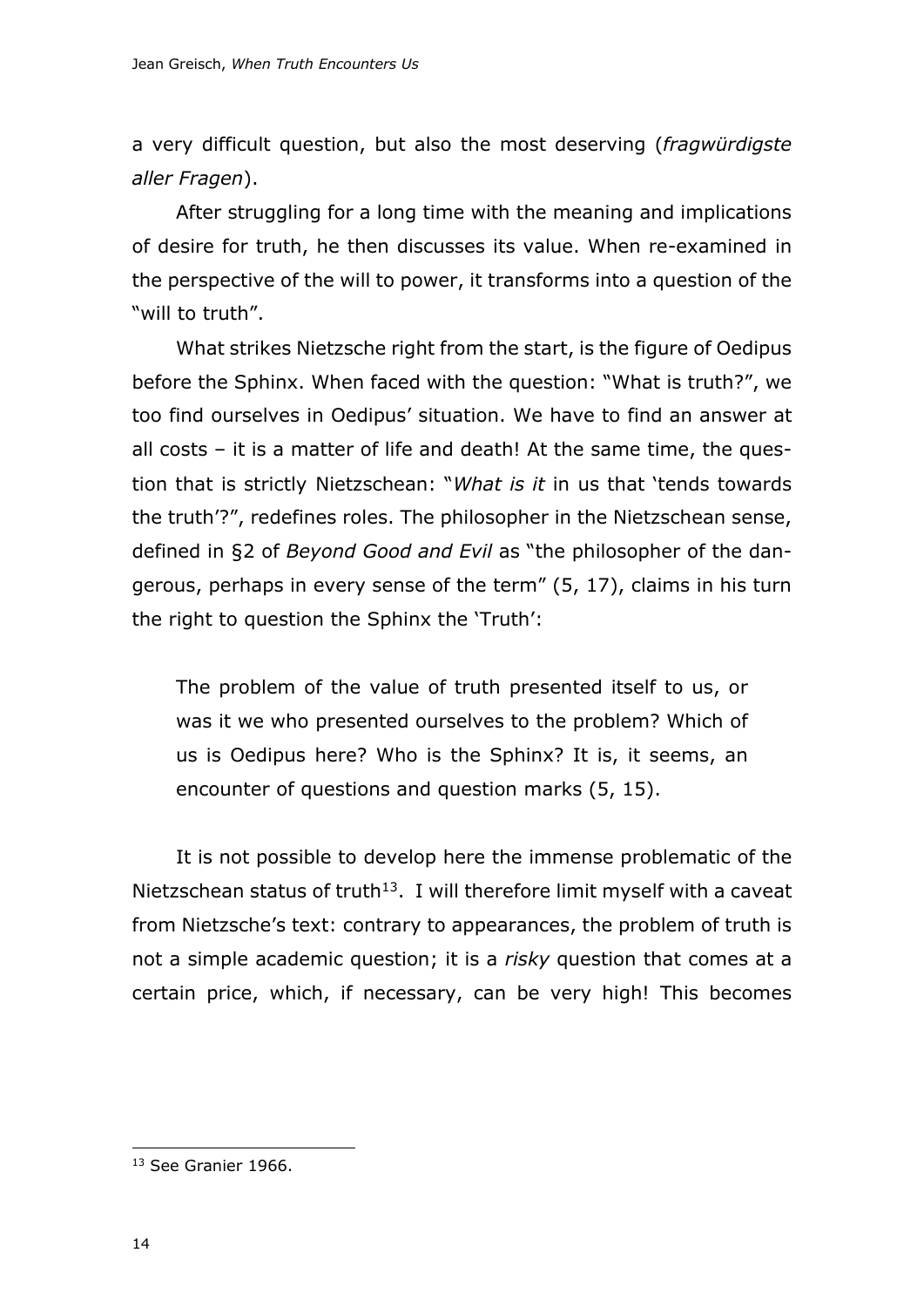a very difficult question, but also the most deserving (*fragwürdigste aller Fragen*).

After struggling for a long time with the meaning and implications of desire for truth, he then discusses its value. When re-examined in the perspective of the will to power, it transforms into a question of the "will to truth".

What strikes Nietzsche right from the start, is the figure of Oedipus before the Sphinx. When faced with the question: "What is truth?", we too find ourselves in Oedipus' situation. We have to find an answer at all costs – it is a matter of life and death! At the same time, the question that is strictly Nietzschean: "*What is it* in us that 'tends towards the truth'?", redefines roles. The philosopher in the Nietzschean sense, defined in §2 of *Beyond Good and Evil* as "the philosopher of the dangerous, perhaps in every sense of the term" (5, 17), claims in his turn the right to question the Sphinx the 'Truth':

> The problem of the value of truth presented itself to us, or was it we who presented ourselves to the problem? Which of us is Oedipus here? Who is the Sphinx? It is, it seems, an encounter of questions and question marks (5, 15).

It is not possible to develop here the immense problematic of the Nietzschean status of truth[13]. I will therefore limit myself with a caveat from Nietzsche's text: contrary to appearances, the problem of truth is not a simple academic question; it is a *risky* question that comes at a certain price, which, if necessary, can be very high! This becomes

---

[13] See Granier 1966.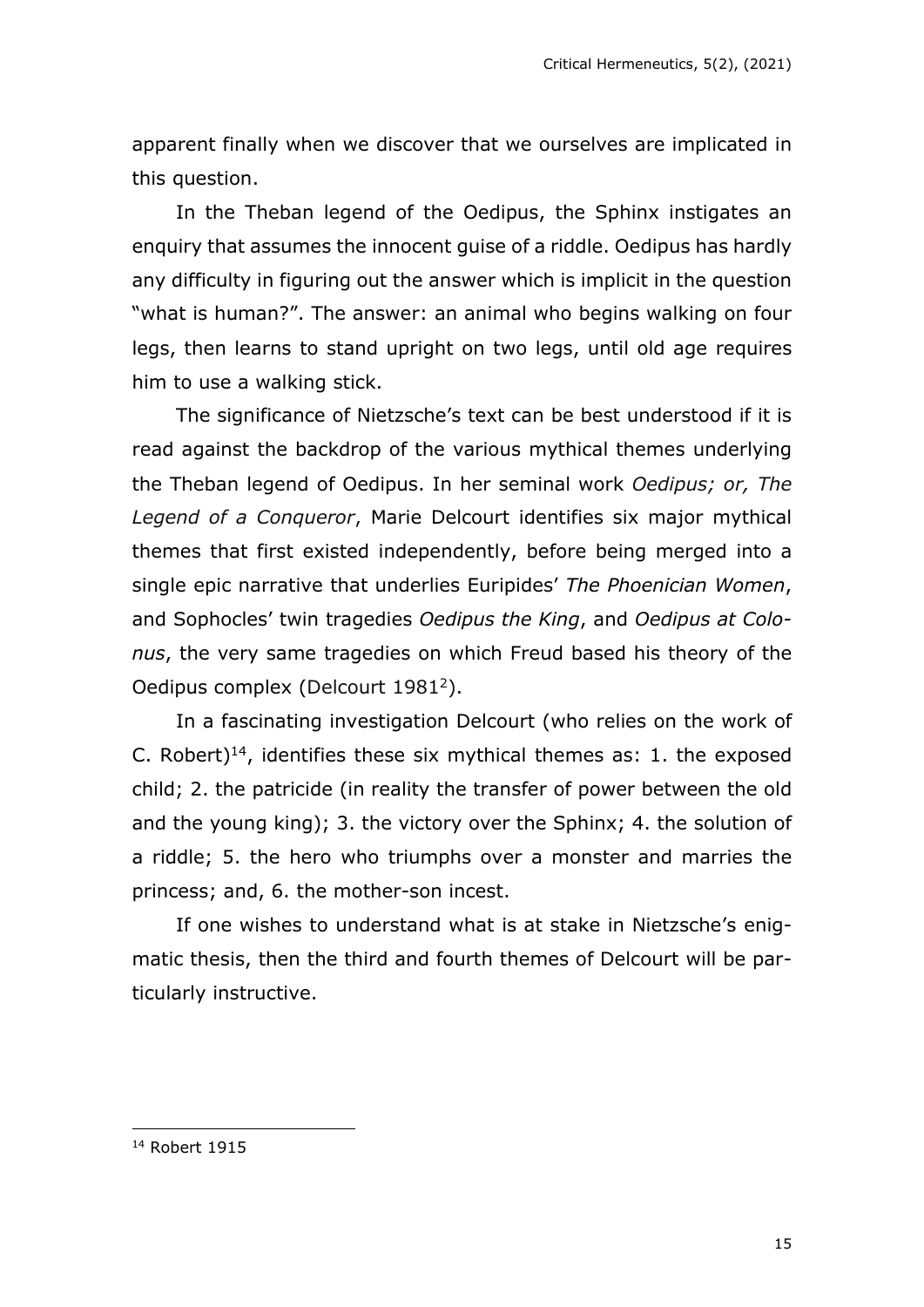apparent finally when we discover that we ourselves are implicated in this question.

In the Theban legend of the Oedipus, the Sphinx instigates an enquiry that assumes the innocent guise of a riddle. Oedipus has hardly any difficulty in figuring out the answer which is implicit in the question "what is human?". The answer: an animal who begins walking on four legs, then learns to stand upright on two legs, until old age requires him to use a walking stick.

The significance of Nietzsche's text can be best understood if it is read against the backdrop of the various mythical themes underlying the Theban legend of Oedipus. In her seminal work *Oedipus; or, The Legend of a Conqueror*, Marie Delcourt identifies six major mythical themes that first existed independently, before being merged into a single epic narrative that underlies Euripides' *The Phoenician Women*, and Sophocles' twin tragedies *Oedipus the King*, and *Oedipus at Colonus*, the very same tragedies on which Freud based his theory of the Oedipus complex (Delcourt 1981[2]).

In a fascinating investigation Delcourt (who relies on the work of C. Robert)[14], identifies these six mythical themes as: 1. the exposed child; 2. the patricide (in reality the transfer of power between the old and the young king); 3. the victory over the Sphinx; 4. the solution of a riddle; 5. the hero who triumphs over a monster and marries the princess; and, 6. the mother-son incest.

If one wishes to understand what is at stake in Nietzsche's enigmatic thesis, then the third and fourth themes of Delcourt will be particularly instructive.

---

[14] Robert 1915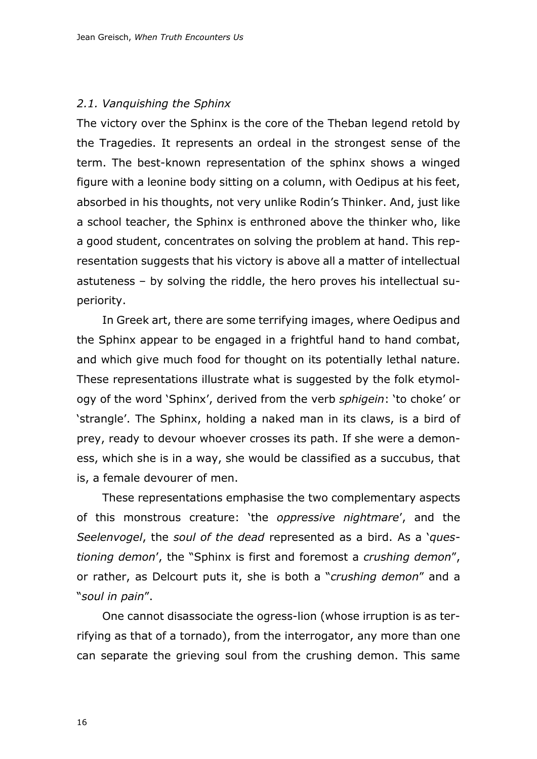### *2.1. Vanquishing the Sphinx*

The victory over the Sphinx is the core of the Theban legend retold by the Tragedies. It represents an ordeal in the strongest sense of the term. The best-known representation of the sphinx shows a winged figure with a leonine body sitting on a column, with Oedipus at his feet, absorbed in his thoughts, not very unlike Rodin's Thinker. And, just like a school teacher, the Sphinx is enthroned above the thinker who, like a good student, concentrates on solving the problem at hand. This representation suggests that his victory is above all a matter of intellectual astuteness – by solving the riddle, the hero proves his intellectual superiority.

In Greek art, there are some terrifying images, where Oedipus and the Sphinx appear to be engaged in a frightful hand to hand combat, and which give much food for thought on its potentially lethal nature. These representations illustrate what is suggested by the folk etymology of the word 'Sphinx', derived from the verb *sphigein*: 'to choke' or 'strangle'. The Sphinx, holding a naked man in its claws, is a bird of prey, ready to devour whoever crosses its path. If she were a demoness, which she is in a way, she would be classified as a succubus, that is, a female devourer of men.

These representations emphasise the two complementary aspects of this monstrous creature: 'the *oppressive nightmare*', and the *Seelenvogel*, the *soul of the dead* represented as a bird. As a '*questioning demon*', the "Sphinx is first and foremost a *crushing demon*", or rather, as Delcourt puts it, she is both a "*crushing demon*" and a "*soul in pain*".

One cannot disassociate the ogress-lion (whose irruption is as terrifying as that of a tornado), from the interrogator, any more than one can separate the grieving soul from the crushing demon. This same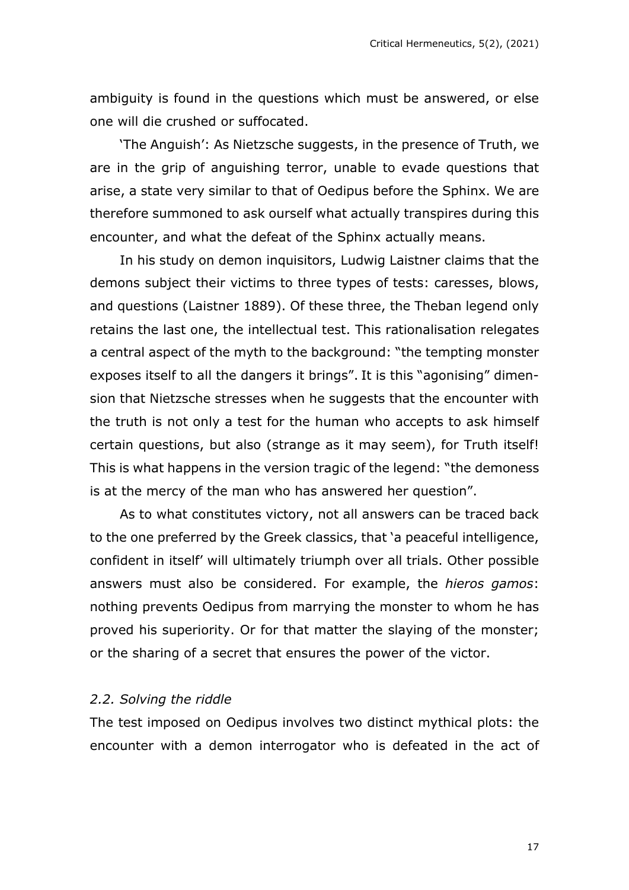ambiguity is found in the questions which must be answered, or else one will die crushed or suffocated.

'The Anguish': As Nietzsche suggests, in the presence of Truth, we are in the grip of anguishing terror, unable to evade questions that arise, a state very similar to that of Oedipus before the Sphinx. We are therefore summoned to ask ourself what actually transpires during this encounter, and what the defeat of the Sphinx actually means.

In his study on demon inquisitors, Ludwig Laistner claims that the demons subject their victims to three types of tests: caresses, blows, and questions (Laistner 1889). Of these three, the Theban legend only retains the last one, the intellectual test. This rationalisation relegates a central aspect of the myth to the background: "the tempting monster exposes itself to all the dangers it brings". It is this "agonising" dimension that Nietzsche stresses when he suggests that the encounter with the truth is not only a test for the human who accepts to ask himself certain questions, but also (strange as it may seem), for Truth itself! This is what happens in the version tragic of the legend: "the demoness is at the mercy of the man who has answered her question".

As to what constitutes victory, not all answers can be traced back to the one preferred by the Greek classics, that 'a peaceful intelligence, confident in itself' will ultimately triumph over all trials. Other possible answers must also be considered. For example, the *hieros gamos*: nothing prevents Oedipus from marrying the monster to whom he has proved his superiority. Or for that matter the slaying of the monster; or the sharing of a secret that ensures the power of the victor.

### *2.2. Solving the riddle*

The test imposed on Oedipus involves two distinct mythical plots: the encounter with a demon interrogator who is defeated in the act of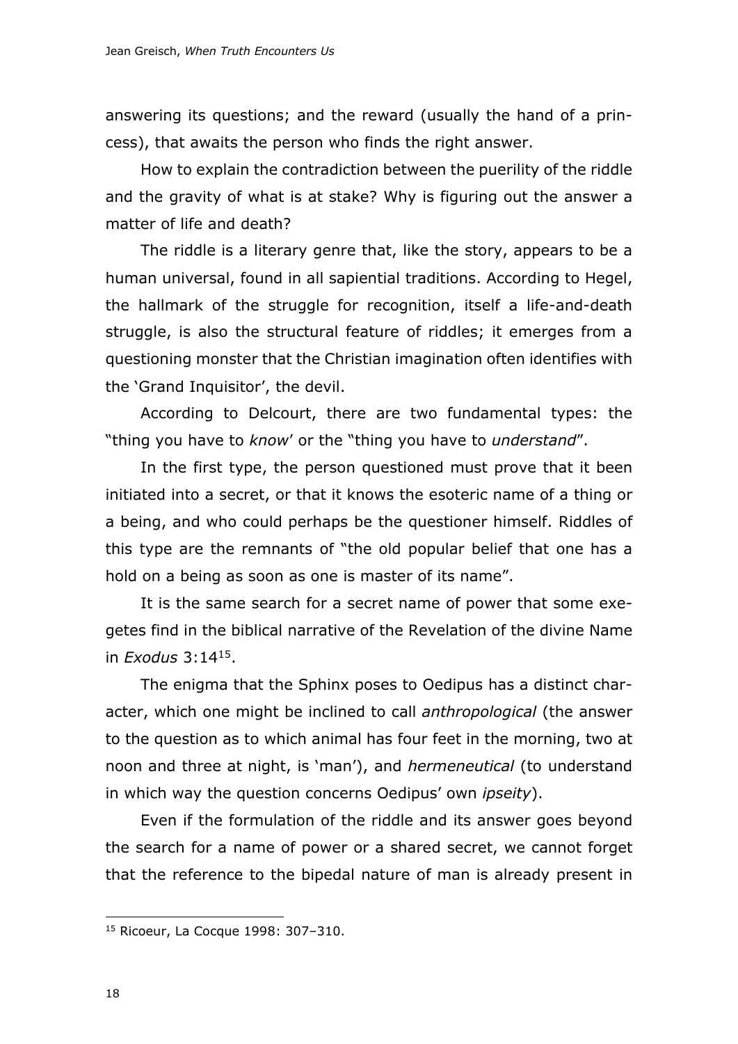answering its questions; and the reward (usually the hand of a princess), that awaits the person who finds the right answer.

How to explain the contradiction between the puerility of the riddle and the gravity of what is at stake? Why is figuring out the answer a matter of life and death?

The riddle is a literary genre that, like the story, appears to be a human universal, found in all sapiential traditions. According to Hegel, the hallmark of the struggle for recognition, itself a life-and-death struggle, is also the structural feature of riddles; it emerges from a questioning monster that the Christian imagination often identifies with the 'Grand Inquisitor', the devil.

According to Delcourt, there are two fundamental types: the "thing you have to *know*' or the "thing you have to *understand*".

In the first type, the person questioned must prove that it been initiated into a secret, or that it knows the esoteric name of a thing or a being, and who could perhaps be the questioner himself. Riddles of this type are the remnants of "the old popular belief that one has a hold on a being as soon as one is master of its name".

It is the same search for a secret name of power that some exegetes find in the biblical narrative of the Revelation of the divine Name in *Exodus* 3:14[15].

The enigma that the Sphinx poses to Oedipus has a distinct character, which one might be inclined to call *anthropological* (the answer to the question as to which animal has four feet in the morning, two at noon and three at night, is 'man'), and *hermeneutical* (to understand in which way the question concerns Oedipus' own *ipseity*).

Even if the formulation of the riddle and its answer goes beyond the search for a name of power or a shared secret, we cannot forget that the reference to the bipedal nature of man is already present in

---

[15] Ricoeur, La Cocque 1998: 307–310.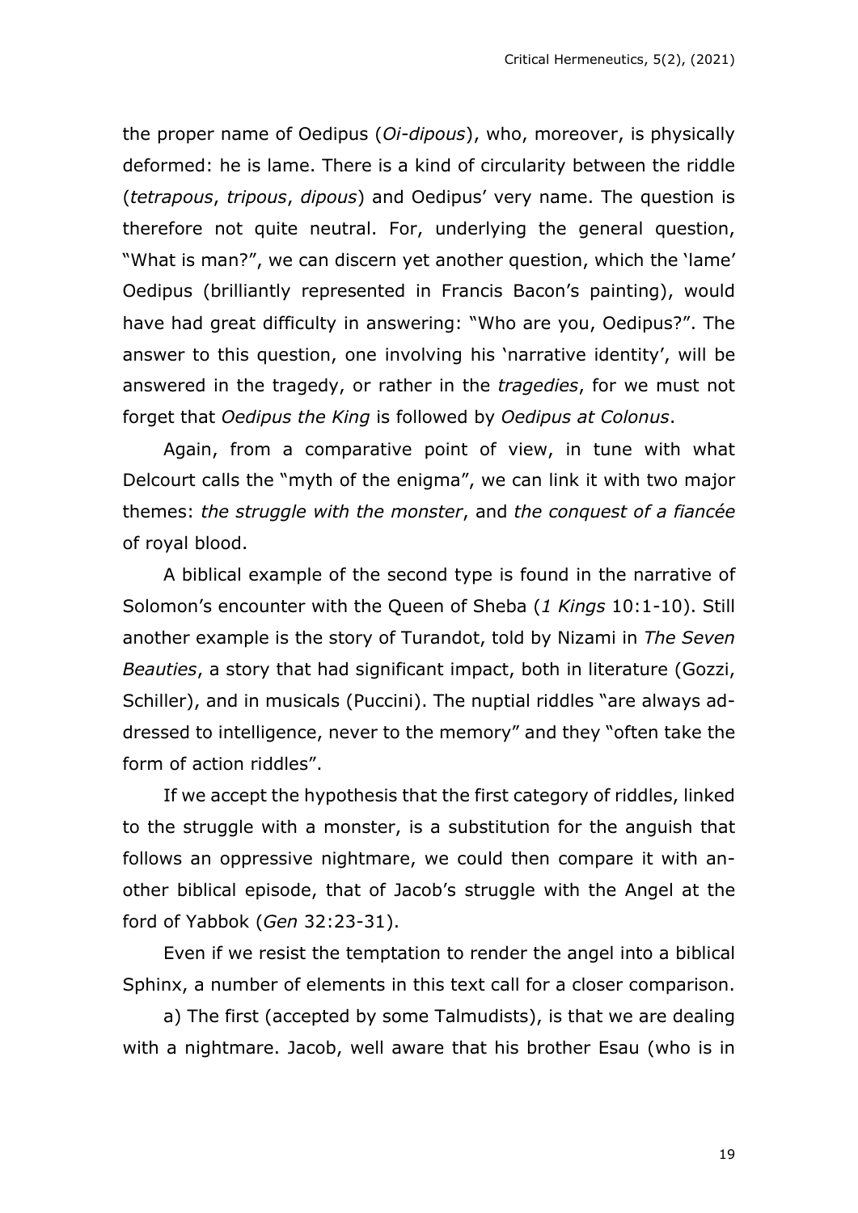the proper name of Oedipus (*Oi-dipous*), who, moreover, is physically deformed: he is lame. There is a kind of circularity between the riddle (*tetrapous*, *tripous*, *dipous*) and Oedipus' very name. The question is therefore not quite neutral. For, underlying the general question, "What is man?", we can discern yet another question, which the 'lame' Oedipus (brilliantly represented in Francis Bacon's painting), would have had great difficulty in answering: "Who are you, Oedipus?". The answer to this question, one involving his 'narrative identity', will be answered in the tragedy, or rather in the *tragedies*, for we must not forget that *Oedipus the King* is followed by *Oedipus at Colonus*.

Again, from a comparative point of view, in tune with what Delcourt calls the "myth of the enigma", we can link it with two major themes: *the struggle with the monster*, and *the conquest of a fiancée* of royal blood.

A biblical example of the second type is found in the narrative of Solomon's encounter with the Queen of Sheba (*1 Kings* 10:1-10). Still another example is the story of Turandot, told by Nizami in *The Seven Beauties*, a story that had significant impact, both in literature (Gozzi, Schiller), and in musicals (Puccini). The nuptial riddles "are always addressed to intelligence, never to the memory" and they "often take the form of action riddles".

If we accept the hypothesis that the first category of riddles, linked to the struggle with a monster, is a substitution for the anguish that follows an oppressive nightmare, we could then compare it with another biblical episode, that of Jacob's struggle with the Angel at the ford of Yabbok (*Gen* 32:23-31).

Even if we resist the temptation to render the angel into a biblical Sphinx, a number of elements in this text call for a closer comparison.

a) The first (accepted by some Talmudists), is that we are dealing with a nightmare. Jacob, well aware that his brother Esau (who is in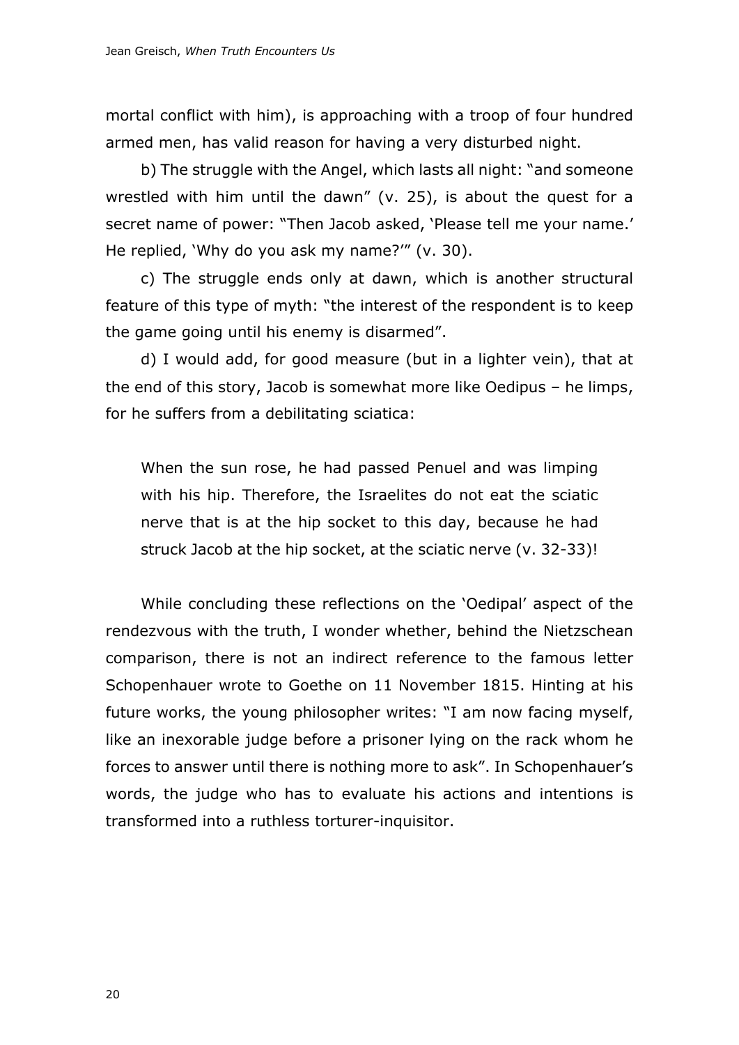mortal conflict with him), is approaching with a troop of four hundred armed men, has valid reason for having a very disturbed night.

b) The struggle with the Angel, which lasts all night: "and someone wrestled with him until the dawn" (v. 25), is about the quest for a secret name of power: "Then Jacob asked, 'Please tell me your name.' He replied, 'Why do you ask my name?'" (v. 30).

c) The struggle ends only at dawn, which is another structural feature of this type of myth: "the interest of the respondent is to keep the game going until his enemy is disarmed".

d) I would add, for good measure (but in a lighter vein), that at the end of this story, Jacob is somewhat more like Oedipus – he limps, for he suffers from a debilitating sciatica:

> When the sun rose, he had passed Penuel and was limping with his hip. Therefore, the Israelites do not eat the sciatic nerve that is at the hip socket to this day, because he had struck Jacob at the hip socket, at the sciatic nerve (v. 32-33)!

While concluding these reflections on the 'Oedipal' aspect of the rendezvous with the truth, I wonder whether, behind the Nietzschean comparison, there is not an indirect reference to the famous letter Schopenhauer wrote to Goethe on 11 November 1815. Hinting at his future works, the young philosopher writes: "I am now facing myself, like an inexorable judge before a prisoner lying on the rack whom he forces to answer until there is nothing more to ask". In Schopenhauer's words, the judge who has to evaluate his actions and intentions is transformed into a ruthless torturer-inquisitor.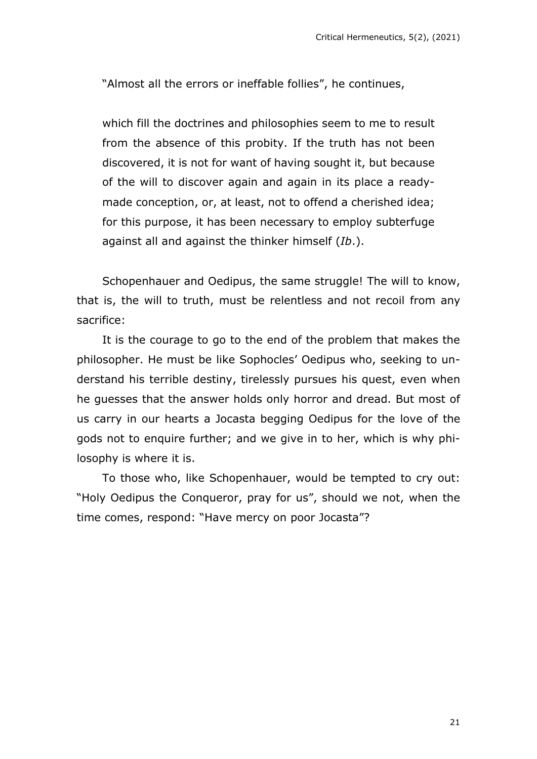"Almost all the errors or ineffable follies", he continues,

> which fill the doctrines and philosophies seem to me to result from the absence of this probity. If the truth has not been discovered, it is not for want of having sought it, but because of the will to discover again and again in its place a ready-made conception, or, at least, not to offend a cherished idea; for this purpose, it has been necessary to employ subterfuge against all and against the thinker himself (*Ib*.).

Schopenhauer and Oedipus, the same struggle! The will to know, that is, the will to truth, must be relentless and not recoil from any sacrifice:

It is the courage to go to the end of the problem that makes the philosopher. He must be like Sophocles' Oedipus who, seeking to understand his terrible destiny, tirelessly pursues his quest, even when he guesses that the answer holds only horror and dread. But most of us carry in our hearts a Jocasta begging Oedipus for the love of the gods not to enquire further; and we give in to her, which is why philosophy is where it is.

To those who, like Schopenhauer, would be tempted to cry out: "Holy Oedipus the Conqueror, pray for us", should we not, when the time comes, respond: "Have mercy on poor Jocasta"?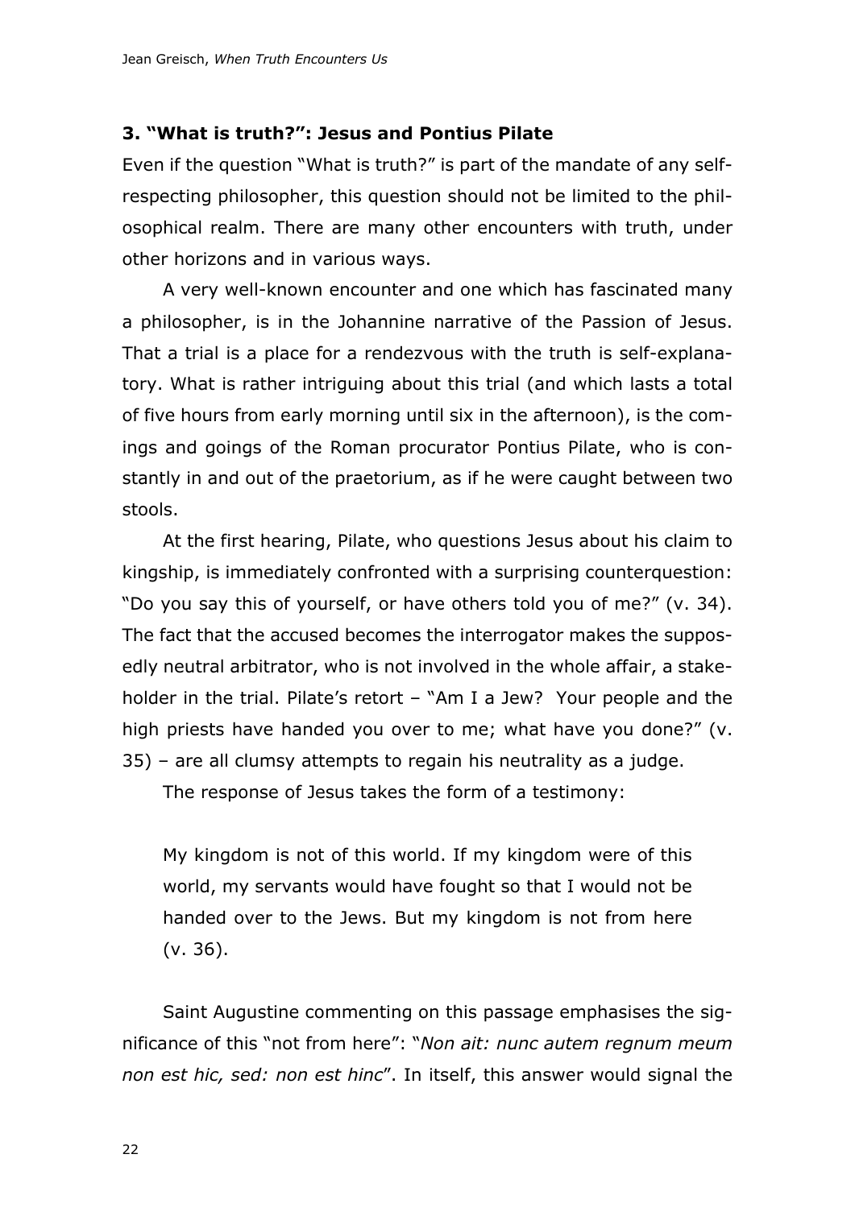### 3. "What is truth?": Jesus and Pontius Pilate

Even if the question "What is truth?" is part of the mandate of any self-respecting philosopher, this question should not be limited to the philosophical realm. There are many other encounters with truth, under other horizons and in various ways.

A very well-known encounter and one which has fascinated many a philosopher, is in the Johannine narrative of the Passion of Jesus. That a trial is a place for a rendezvous with the truth is self-explanatory. What is rather intriguing about this trial (and which lasts a total of five hours from early morning until six in the afternoon), is the comings and goings of the Roman procurator Pontius Pilate, who is constantly in and out of the praetorium, as if he were caught between two stools.

At the first hearing, Pilate, who questions Jesus about his claim to kingship, is immediately confronted with a surprising counterquestion: "Do you say this of yourself, or have others told you of me?" (v. 34). The fact that the accused becomes the interrogator makes the supposedly neutral arbitrator, who is not involved in the whole affair, a stakeholder in the trial. Pilate's retort – "Am I a Jew? Your people and the high priests have handed you over to me; what have you done?" (v. 35) – are all clumsy attempts to regain his neutrality as a judge.

The response of Jesus takes the form of a testimony:

> My kingdom is not of this world. If my kingdom were of this world, my servants would have fought so that I would not be handed over to the Jews. But my kingdom is not from here (v. 36).

Saint Augustine commenting on this passage emphasises the significance of this "not from here": "*Non ait: nunc autem regnum meum non est hic, sed: non est hinc*". In itself, this answer would signal the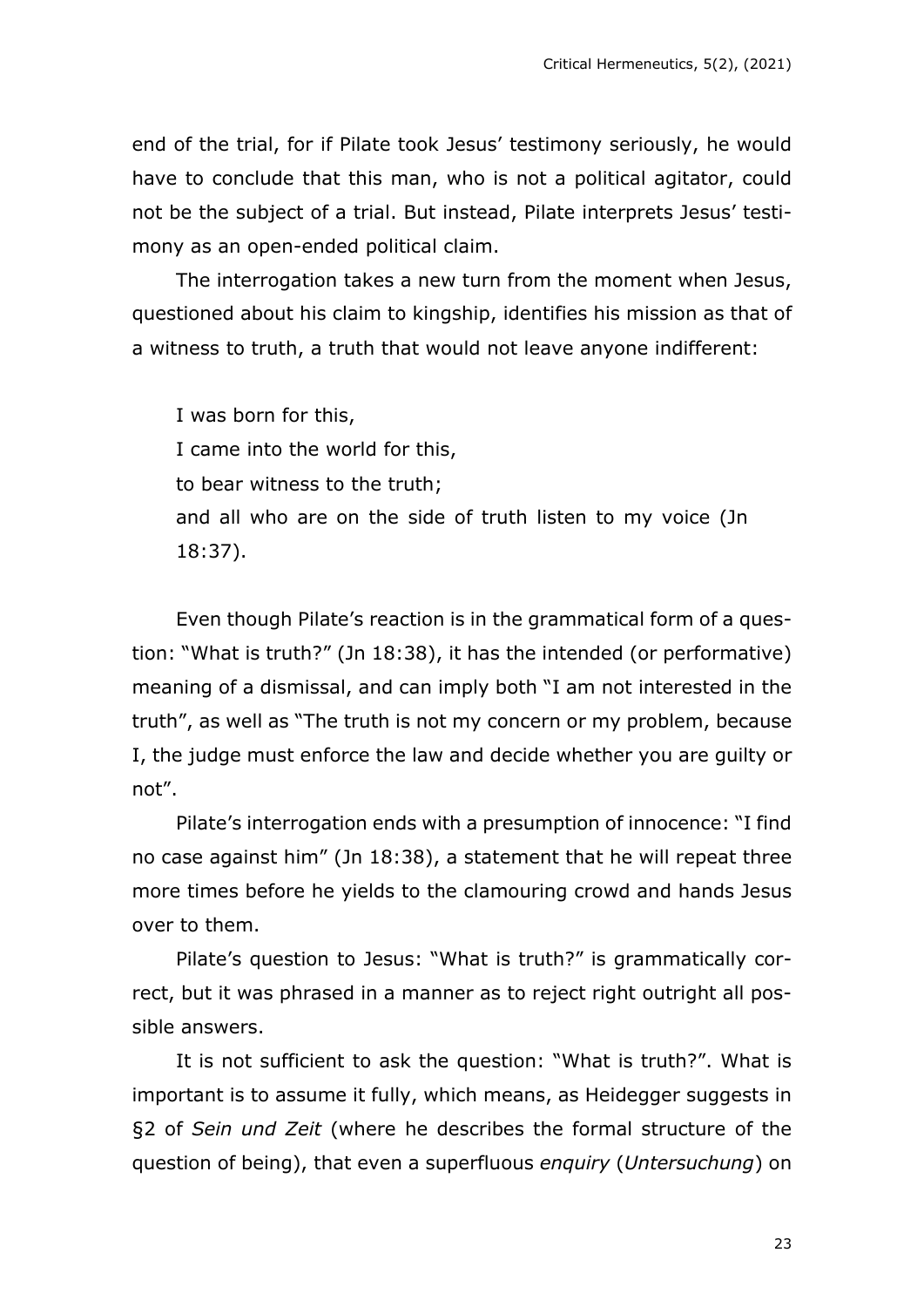end of the trial, for if Pilate took Jesus' testimony seriously, he would have to conclude that this man, who is not a political agitator, could not be the subject of a trial. But instead, Pilate interprets Jesus' testimony as an open-ended political claim.

The interrogation takes a new turn from the moment when Jesus, questioned about his claim to kingship, identifies his mission as that of a witness to truth, a truth that would not leave anyone indifferent:

> I was born for this,
> I came into the world for this,
> to bear witness to the truth;
> and all who are on the side of truth listen to my voice (Jn 18:37).

Even though Pilate's reaction is in the grammatical form of a question: "What is truth?" (Jn 18:38), it has the intended (or performative) meaning of a dismissal, and can imply both "I am not interested in the truth", as well as "The truth is not my concern or my problem, because I, the judge must enforce the law and decide whether you are guilty or not".

Pilate's interrogation ends with a presumption of innocence: "I find no case against him" (Jn 18:38), a statement that he will repeat three more times before he yields to the clamouring crowd and hands Jesus over to them.

Pilate's question to Jesus: "What is truth?" is grammatically correct, but it was phrased in a manner as to reject right outright all possible answers.

It is not sufficient to ask the question: "What is truth?". What is important is to assume it fully, which means, as Heidegger suggests in §2 of *Sein und Zeit* (where he describes the formal structure of the question of being), that even a superfluous *enquiry* (*Untersuchung*) on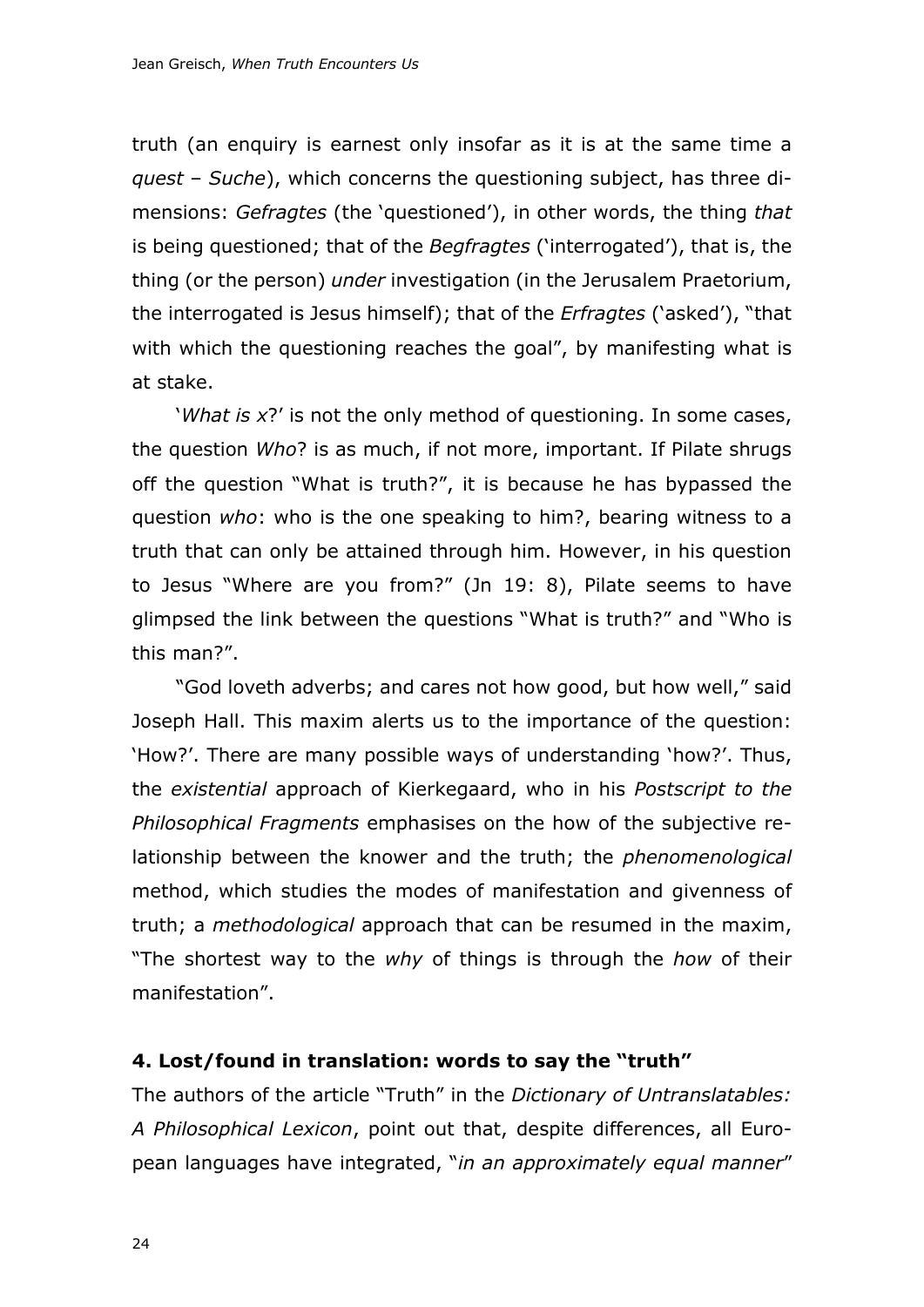truth (an enquiry is earnest only insofar as it is at the same time a *quest* – *Suche*), which concerns the questioning subject, has three dimensions: *Gefragtes* (the 'questioned'), in other words, the thing *that* is being questioned; that of the *Begfragtes* ('interrogated'), that is, the thing (or the person) *under* investigation (in the Jerusalem Praetorium, the interrogated is Jesus himself); that of the *Erfragtes* ('asked'), "that with which the questioning reaches the goal", by manifesting what is at stake.

'*What is x*?' is not the only method of questioning. In some cases, the question *Who*? is as much, if not more, important. If Pilate shrugs off the question "What is truth?", it is because he has bypassed the question *who*: who is the one speaking to him?, bearing witness to a truth that can only be attained through him. However, in his question to Jesus "Where are you from?" (Jn 19: 8), Pilate seems to have glimpsed the link between the questions "What is truth?" and "Who is this man?".

"God loveth adverbs; and cares not how good, but how well," said Joseph Hall. This maxim alerts us to the importance of the question: 'How?'. There are many possible ways of understanding 'how?'. Thus, the *existential* approach of Kierkegaard, who in his *Postscript to the Philosophical Fragments* emphasises on the how of the subjective relationship between the knower and the truth; the *phenomenological* method, which studies the modes of manifestation and givenness of truth; a *methodological* approach that can be resumed in the maxim, "The shortest way to the *why* of things is through the *how* of their manifestation".

## 4. Lost/found in translation: words to say the "truth"

The authors of the article "Truth" in the *Dictionary of Untranslatables: A Philosophical Lexicon*, point out that, despite differences, all European languages have integrated, "*in an approximately equal manner*"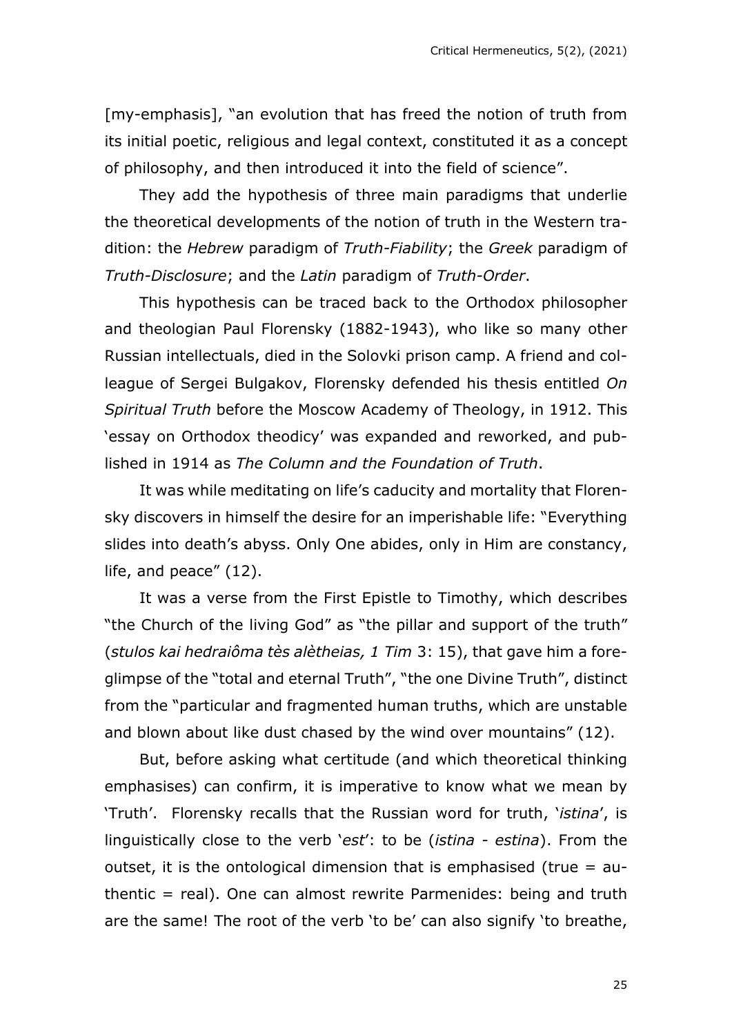[my-emphasis], "an evolution that has freed the notion of truth from its initial poetic, religious and legal context, constituted it as a concept of philosophy, and then introduced it into the field of science".

They add the hypothesis of three main paradigms that underlie the theoretical developments of the notion of truth in the Western tradition: the *Hebrew* paradigm of *Truth-Fiability*; the *Greek* paradigm of *Truth-Disclosure*; and the *Latin* paradigm of *Truth-Order*.

This hypothesis can be traced back to the Orthodox philosopher and theologian Paul Florensky (1882-1943), who like so many other Russian intellectuals, died in the Solovki prison camp. A friend and colleague of Sergei Bulgakov, Florensky defended his thesis entitled *On Spiritual Truth* before the Moscow Academy of Theology, in 1912. This 'essay on Orthodox theodicy' was expanded and reworked, and published in 1914 as *The Column and the Foundation of Truth*.

It was while meditating on life's caducity and mortality that Florensky discovers in himself the desire for an imperishable life: "Everything slides into death's abyss. Only One abides, only in Him are constancy, life, and peace" (12).

It was a verse from the First Epistle to Timothy, which describes "the Church of the living God" as "the pillar and support of the truth" (*stulos kai hedraiôma tès alètheias, 1 Tim* 3: 15), that gave him a foreglimpse of the "total and eternal Truth", "the one Divine Truth", distinct from the "particular and fragmented human truths, which are unstable and blown about like dust chased by the wind over mountains" (12).

But, before asking what certitude (and which theoretical thinking emphasises) can confirm, it is imperative to know what we mean by 'Truth'. Florensky recalls that the Russian word for truth, '*istina*', is linguistically close to the verb '*est*': to be (*istina - estina*). From the outset, it is the ontological dimension that is emphasised (true = authentic = real). One can almost rewrite Parmenides: being and truth are the same! The root of the verb 'to be' can also signify 'to breathe,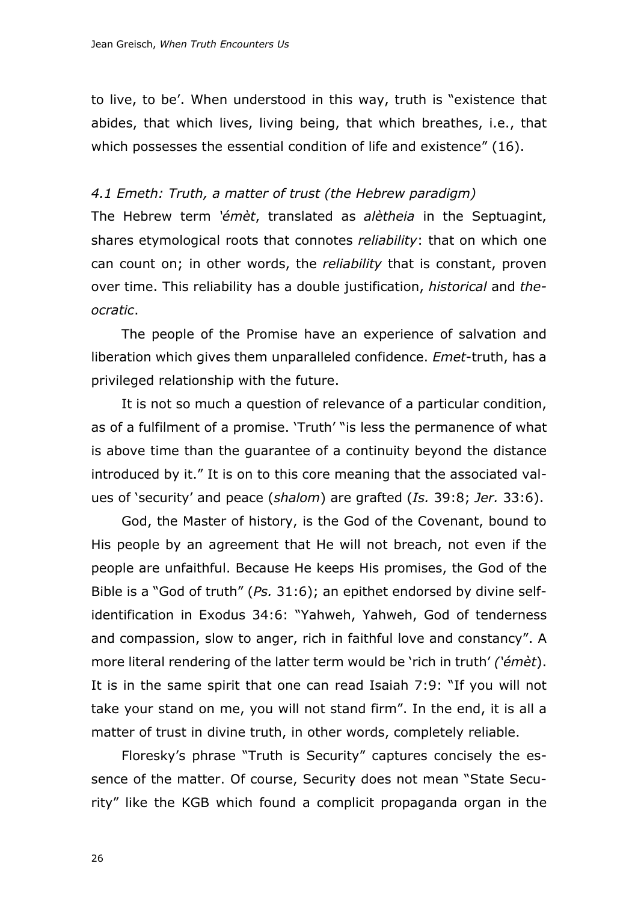to live, to be'. When understood in this way, truth is "existence that abides, that which lives, living being, that which breathes, i.e., that which possesses the essential condition of life and existence" (16).

### *4.1 Emeth: Truth, a matter of trust (the Hebrew paradigm)*

The Hebrew term *'émèt*, translated as *alètheia* in the Septuagint, shares etymological roots that connotes *reliability*: that on which one can count on; in other words, the *reliability* that is constant, proven over time. This reliability has a double justification, *historical* and *theocratic*.

The people of the Promise have an experience of salvation and liberation which gives them unparalleled confidence. *Emet*-truth, has a privileged relationship with the future.

It is not so much a question of relevance of a particular condition, as of a fulfilment of a promise. 'Truth' "is less the permanence of what is above time than the guarantee of a continuity beyond the distance introduced by it." It is on to this core meaning that the associated values of 'security' and peace (*shalom*) are grafted (*Is.* 39:8; *Jer.* 33:6).

God, the Master of history, is the God of the Covenant, bound to His people by an agreement that He will not breach, not even if the people are unfaithful. Because He keeps His promises, the God of the Bible is a "God of truth" (*Ps.* 31:6); an epithet endorsed by divine self-identification in Exodus 34:6: "Yahweh, Yahweh, God of tenderness and compassion, slow to anger, rich in faithful love and constancy". A more literal rendering of the latter term would be 'rich in truth' *('émèt*). It is in the same spirit that one can read Isaiah 7:9: "If you will not take your stand on me, you will not stand firm". In the end, it is all a matter of trust in divine truth, in other words, completely reliable.

Floresky's phrase "Truth is Security" captures concisely the essence of the matter. Of course, Security does not mean "State Security" like the KGB which found a complicit propaganda organ in the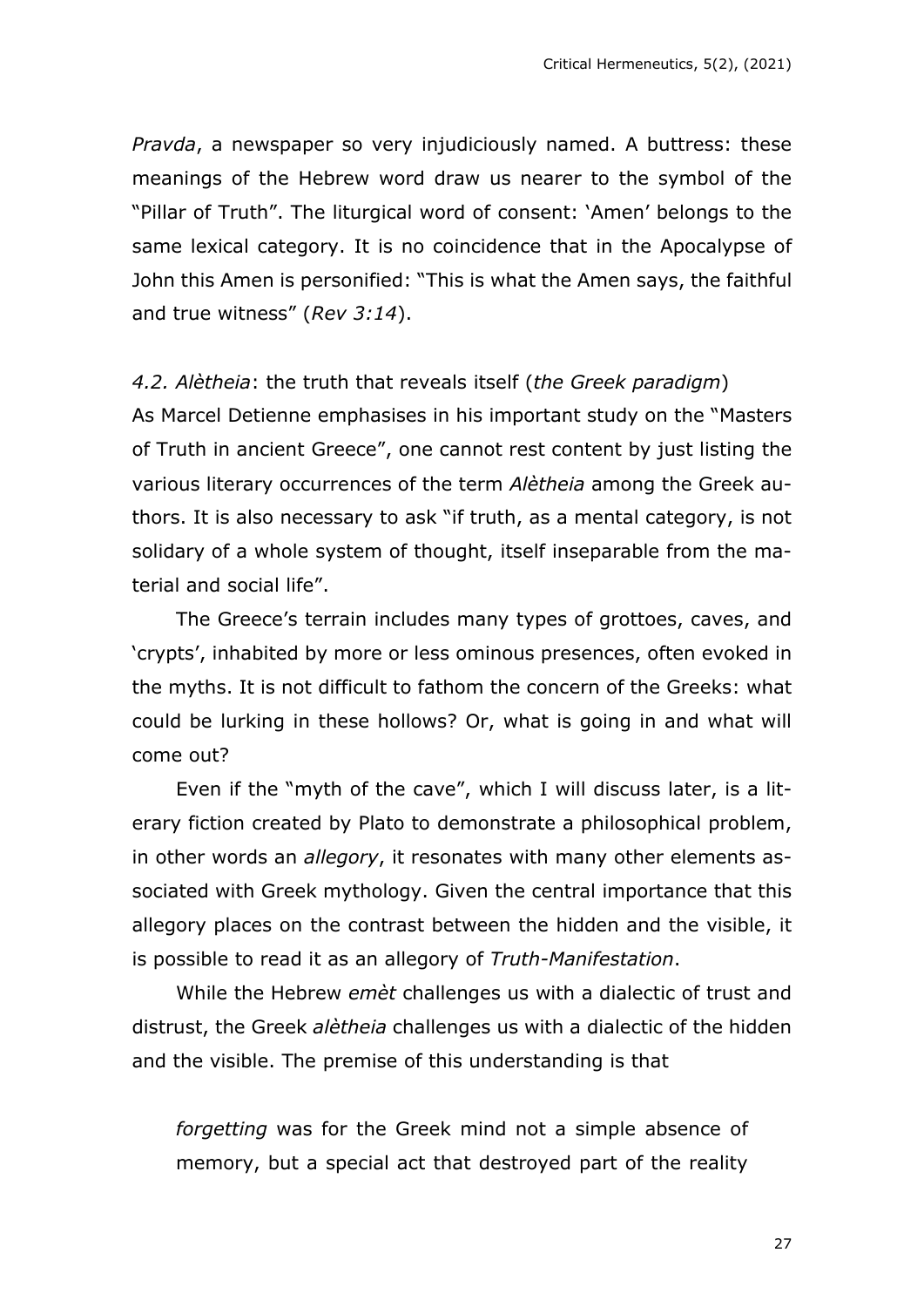*Pravda*, a newspaper so very injudiciously named. A buttress: these meanings of the Hebrew word draw us nearer to the symbol of the "Pillar of Truth". The liturgical word of consent: 'Amen' belongs to the same lexical category. It is no coincidence that in the Apocalypse of John this Amen is personified: "This is what the Amen says, the faithful and true witness" (*Rev 3:14*).

*4.2. Alètheia*: the truth that reveals itself (*the Greek paradigm*)

As Marcel Detienne emphasises in his important study on the "Masters of Truth in ancient Greece", one cannot rest content by just listing the various literary occurrences of the term *Alètheia* among the Greek authors. It is also necessary to ask "if truth, as a mental category, is not solidary of a whole system of thought, itself inseparable from the material and social life".

The Greece's terrain includes many types of grottoes, caves, and 'crypts', inhabited by more or less ominous presences, often evoked in the myths. It is not difficult to fathom the concern of the Greeks: what could be lurking in these hollows? Or, what is going in and what will come out?

Even if the "myth of the cave", which I will discuss later, is a literary fiction created by Plato to demonstrate a philosophical problem, in other words an *allegory*, it resonates with many other elements associated with Greek mythology. Given the central importance that this allegory places on the contrast between the hidden and the visible, it is possible to read it as an allegory of *Truth-Manifestation*.

While the Hebrew *emèt* challenges us with a dialectic of trust and distrust, the Greek *alètheia* challenges us with a dialectic of the hidden and the visible. The premise of this understanding is that

> *forgetting* was for the Greek mind not a simple absence of memory, but a special act that destroyed part of the reality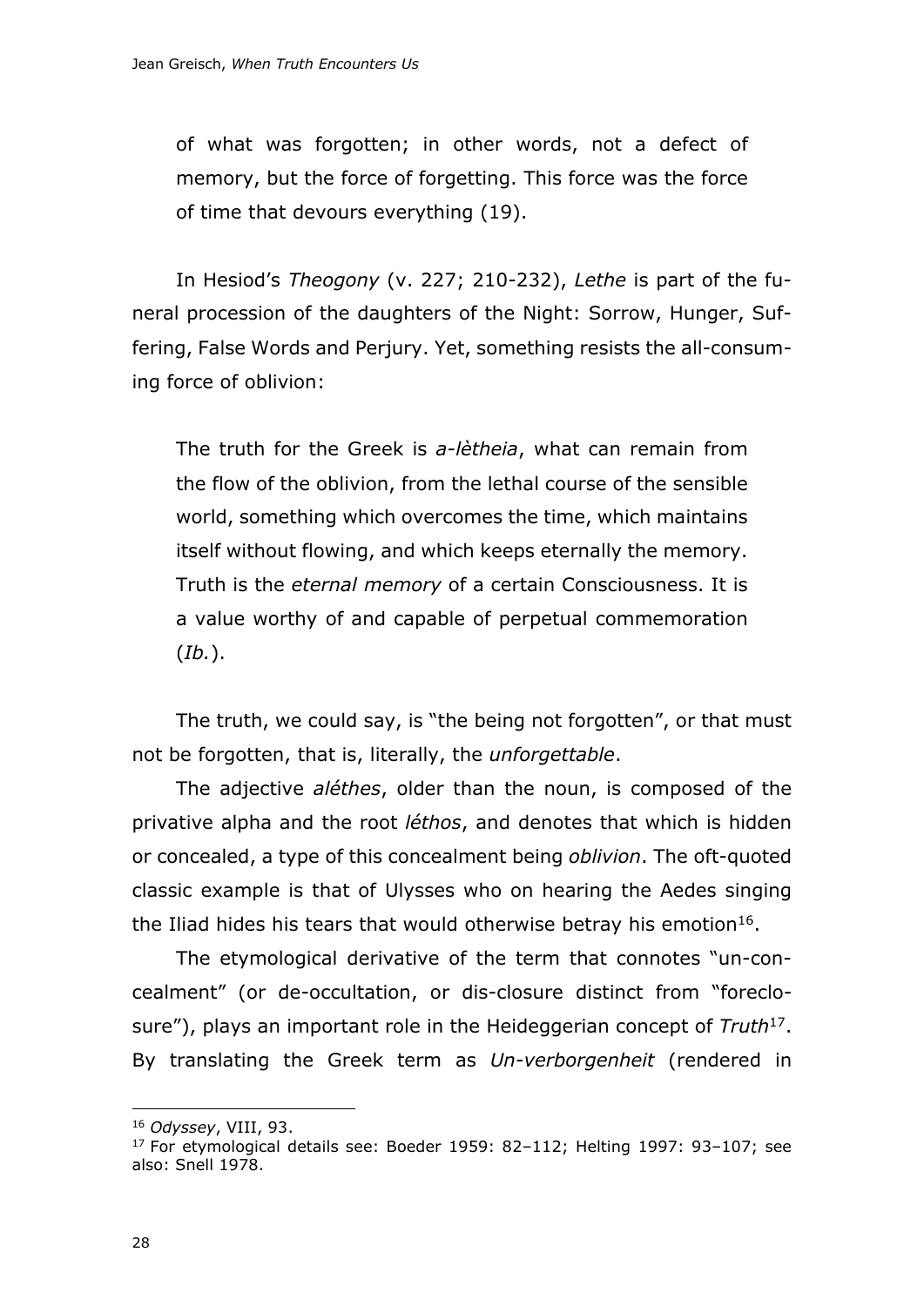> of what was forgotten; in other words, not a defect of memory, but the force of forgetting. This force was the force of time that devours everything (19).

In Hesiod's *Theogony* (v. 227; 210-232), *Lethe* is part of the funeral procession of the daughters of the Night: Sorrow, Hunger, Suffering, False Words and Perjury. Yet, something resists the all-consuming force of oblivion:

> The truth for the Greek is *a-lètheia*, what can remain from the flow of the oblivion, from the lethal course of the sensible world, something which overcomes the time, which maintains itself without flowing, and which keeps eternally the memory. Truth is the *eternal memory* of a certain Consciousness. It is a value worthy of and capable of perpetual commemoration (*Ib.*).

The truth, we could say, is "the being not forgotten", or that must not be forgotten, that is, literally, the *unforgettable*.

The adjective *aléthes*, older than the noun, is composed of the privative alpha and the root *léthos*, and denotes that which is hidden or concealed, a type of this concealment being *oblivion*. The oft-quoted classic example is that of Ulysses who on hearing the Aedes singing the Iliad hides his tears that would otherwise betray his emotion[16].

The etymological derivative of the term that connotes "un-concealment" (or de-occultation, or dis-closure distinct from "foreclosure"), plays an important role in the Heideggerian concept of *Truth*[17]. By translating the Greek term as *Un-verborgenheit* (rendered in

---

[16] *Odyssey*, VIII, 93.

[17] For etymological details see: Boeder 1959: 82–112; Helting 1997: 93–107; see also: Snell 1978.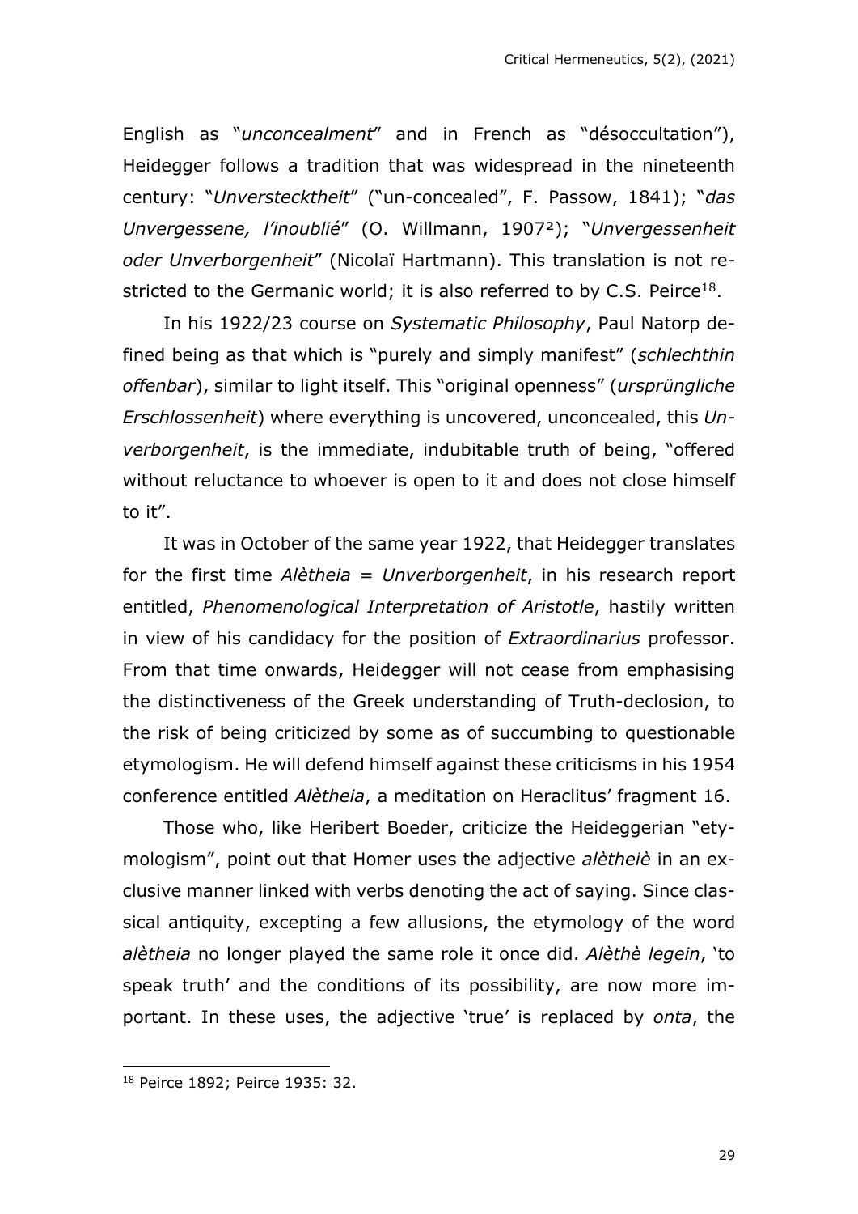English as "*unconcealment*" and in French as "désoccultation"), Heidegger follows a tradition that was widespread in the nineteenth century: "*Unverstecktheit*" ("un-concealed", F. Passow, 1841); "*das Unvergessene, l'inoublié*" (O. Willmann, 1907²); "*Unvergessenheit oder Unverborgenheit*" (Nicolaï Hartmann). This translation is not restricted to the Germanic world; it is also referred to by C.S. Peirce[18].

In his 1922/23 course on *Systematic Philosophy*, Paul Natorp defined being as that which is "purely and simply manifest" (*schlechthin offenbar*), similar to light itself. This "original openness" (*ursprüngliche Erschlossenheit*) where everything is uncovered, unconcealed, this *Unverborgenheit*, is the immediate, indubitable truth of being, "offered without reluctance to whoever is open to it and does not close himself to it".

It was in October of the same year 1922, that Heidegger translates for the first time *Alètheia = Unverborgenheit*, in his research report entitled, *Phenomenological Interpretation of Aristotle*, hastily written in view of his candidacy for the position of *Extraordinarius* professor. From that time onwards, Heidegger will not cease from emphasising the distinctiveness of the Greek understanding of Truth-declosion, to the risk of being criticized by some as of succumbing to questionable etymologism. He will defend himself against these criticisms in his 1954 conference entitled *Alètheia*, a meditation on Heraclitus' fragment 16.

Those who, like Heribert Boeder, criticize the Heideggerian "etymologism", point out that Homer uses the adjective *alètheiè* in an exclusive manner linked with verbs denoting the act of saying. Since classical antiquity, excepting a few allusions, the etymology of the word *alètheia* no longer played the same role it once did. *Alèthè legein*, 'to speak truth' and the conditions of its possibility, are now more important. In these uses, the adjective 'true' is replaced by *onta*, the

[18] Peirce 1892; Peirce 1935: 32.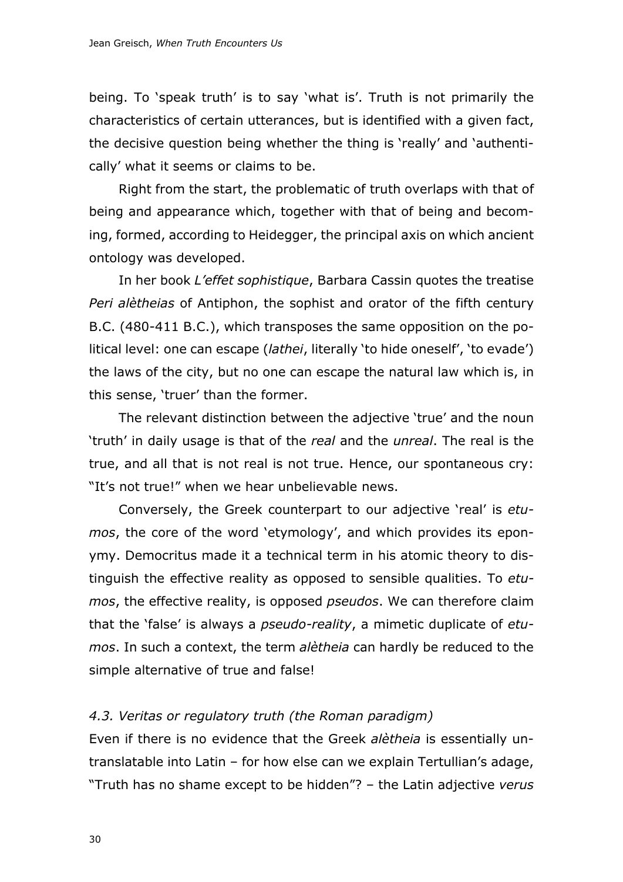being. To 'speak truth' is to say 'what is'. Truth is not primarily the characteristics of certain utterances, but is identified with a given fact, the decisive question being whether the thing is 'really' and 'authentically' what it seems or claims to be.

Right from the start, the problematic of truth overlaps with that of being and appearance which, together with that of being and becoming, formed, according to Heidegger, the principal axis on which ancient ontology was developed.

In her book *L'effet sophistique*, Barbara Cassin quotes the treatise *Peri alètheias* of Antiphon, the sophist and orator of the fifth century B.C. (480-411 B.C.), which transposes the same opposition on the political level: one can escape (*lathei*, literally 'to hide oneself', 'to evade') the laws of the city, but no one can escape the natural law which is, in this sense, 'truer' than the former.

The relevant distinction between the adjective 'true' and the noun 'truth' in daily usage is that of the *real* and the *unreal*. The real is the true, and all that is not real is not true. Hence, our spontaneous cry: "It's not true!" when we hear unbelievable news.

Conversely, the Greek counterpart to our adjective 'real' is *etumos*, the core of the word 'etymology', and which provides its eponymy. Democritus made it a technical term in his atomic theory to distinguish the effective reality as opposed to sensible qualities. To *etumos*, the effective reality, is opposed *pseudos*. We can therefore claim that the 'false' is always a *pseudo-reality*, a mimetic duplicate of *etumos*. In such a context, the term *alètheia* can hardly be reduced to the simple alternative of true and false!

### *4.3. Veritas or regulatory truth (the Roman paradigm)*

Even if there is no evidence that the Greek *alètheia* is essentially untranslatable into Latin – for how else can we explain Tertullian's adage, "Truth has no shame except to be hidden"? – the Latin adjective *verus*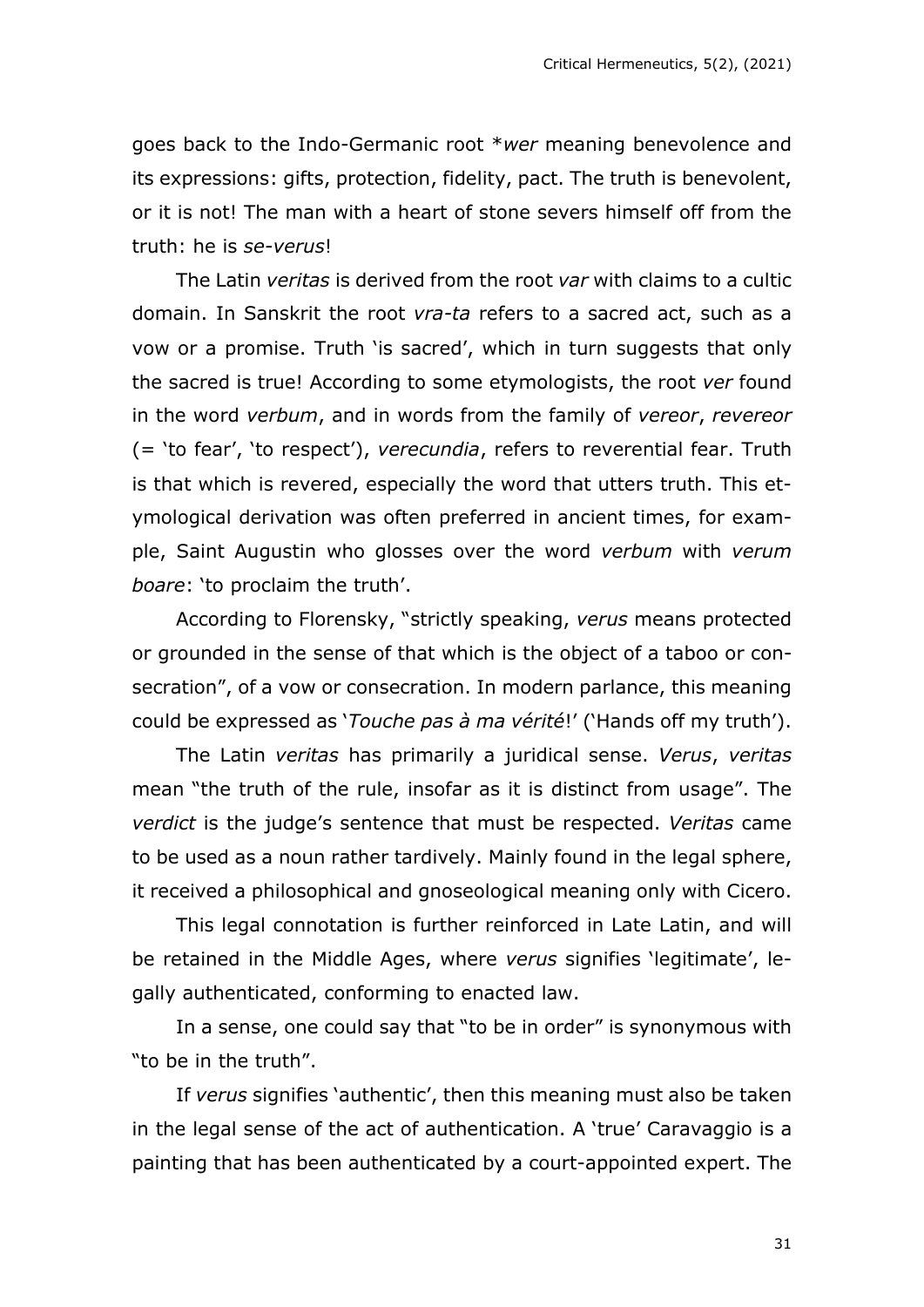goes back to the Indo-Germanic root *\*wer* meaning benevolence and its expressions: gifts, protection, fidelity, pact. The truth is benevolent, or it is not! The man with a heart of stone severs himself off from the truth: he is *se-verus*!

The Latin *veritas* is derived from the root *var* with claims to a cultic domain. In Sanskrit the root *vra-ta* refers to a sacred act, such as a vow or a promise. Truth 'is sacred', which in turn suggests that only the sacred is true! According to some etymologists, the root *ver* found in the word *verbum*, and in words from the family of *vereor*, *revereor* (= 'to fear', 'to respect'), *verecundia*, refers to reverential fear. Truth is that which is revered, especially the word that utters truth. This etymological derivation was often preferred in ancient times, for example, Saint Augustin who glosses over the word *verbum* with *verum boare*: 'to proclaim the truth'.

According to Florensky, "strictly speaking, *verus* means protected or grounded in the sense of that which is the object of a taboo or consecration", of a vow or consecration. In modern parlance, this meaning could be expressed as '*Touche pas à ma vérité*!' ('Hands off my truth').

The Latin *veritas* has primarily a juridical sense. *Verus*, *veritas* mean "the truth of the rule, insofar as it is distinct from usage". The *verdict* is the judge's sentence that must be respected. *Veritas* came to be used as a noun rather tardively. Mainly found in the legal sphere, it received a philosophical and gnoseological meaning only with Cicero.

This legal connotation is further reinforced in Late Latin, and will be retained in the Middle Ages, where *verus* signifies 'legitimate', legally authenticated, conforming to enacted law.

In a sense, one could say that "to be in order" is synonymous with "to be in the truth".

If *verus* signifies 'authentic', then this meaning must also be taken in the legal sense of the act of authentication. A 'true' Caravaggio is a painting that has been authenticated by a court-appointed expert. The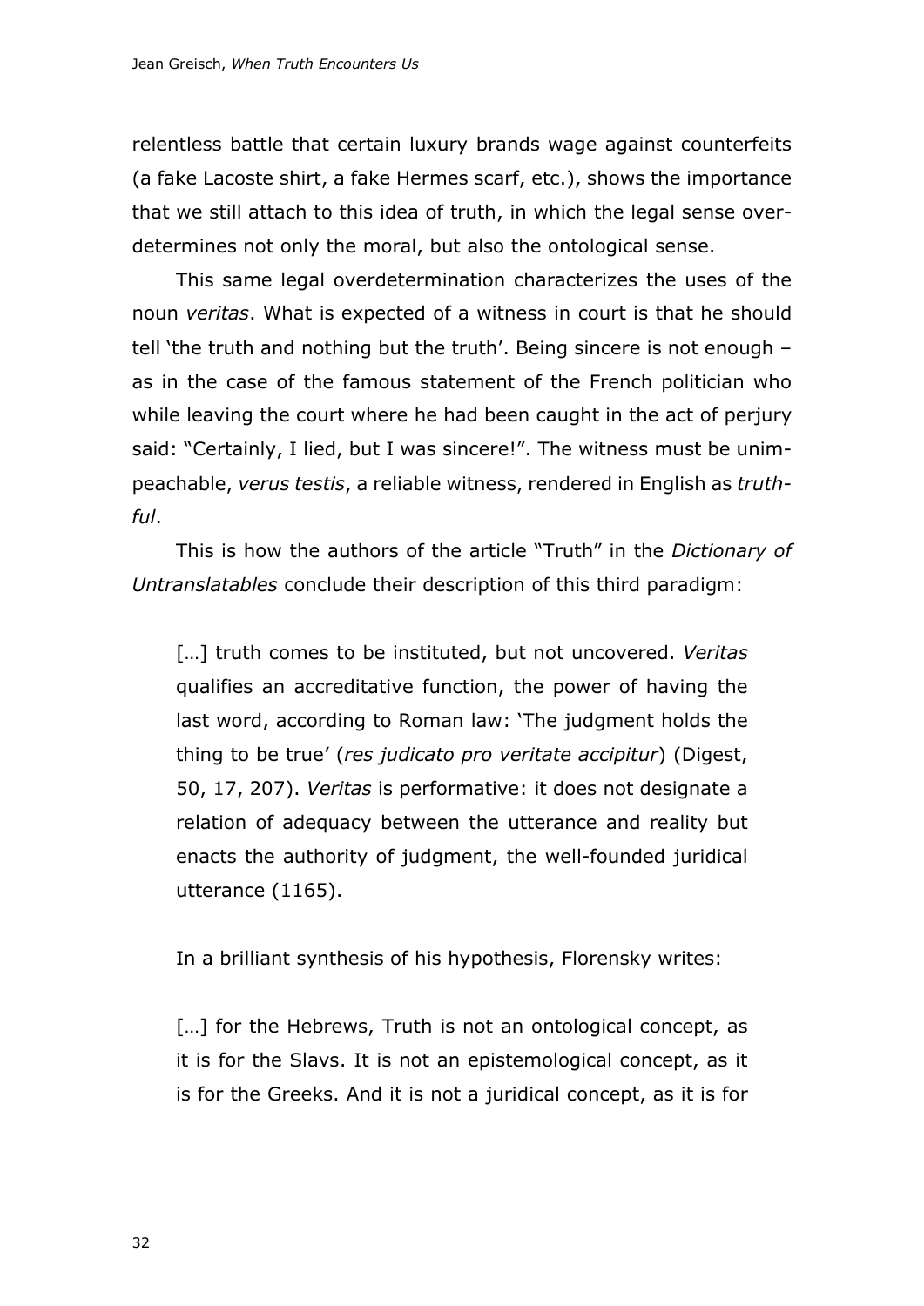relentless battle that certain luxury brands wage against counterfeits (a fake Lacoste shirt, a fake Hermes scarf, etc.), shows the importance that we still attach to this idea of truth, in which the legal sense overdetermines not only the moral, but also the ontological sense.

This same legal overdetermination characterizes the uses of the noun *veritas*. What is expected of a witness in court is that he should tell 'the truth and nothing but the truth'. Being sincere is not enough – as in the case of the famous statement of the French politician who while leaving the court where he had been caught in the act of perjury said: "Certainly, I lied, but I was sincere!". The witness must be unimpeachable, *verus testis*, a reliable witness, rendered in English as *truthful*.

This is how the authors of the article "Truth" in the *Dictionary of Untranslatables* conclude their description of this third paradigm:

> […] truth comes to be instituted, but not uncovered. *Veritas* qualifies an accreditative function, the power of having the last word, according to Roman law: 'The judgment holds the thing to be true' (*res judicato pro veritate accipitur*) (Digest, 50, 17, 207). *Veritas* is performative: it does not designate a relation of adequacy between the utterance and reality but enacts the authority of judgment, the well-founded juridical utterance (1165).

In a brilliant synthesis of his hypothesis, Florensky writes:

> […] for the Hebrews, Truth is not an ontological concept, as it is for the Slavs. It is not an epistemological concept, as it is for the Greeks. And it is not a juridical concept, as it is for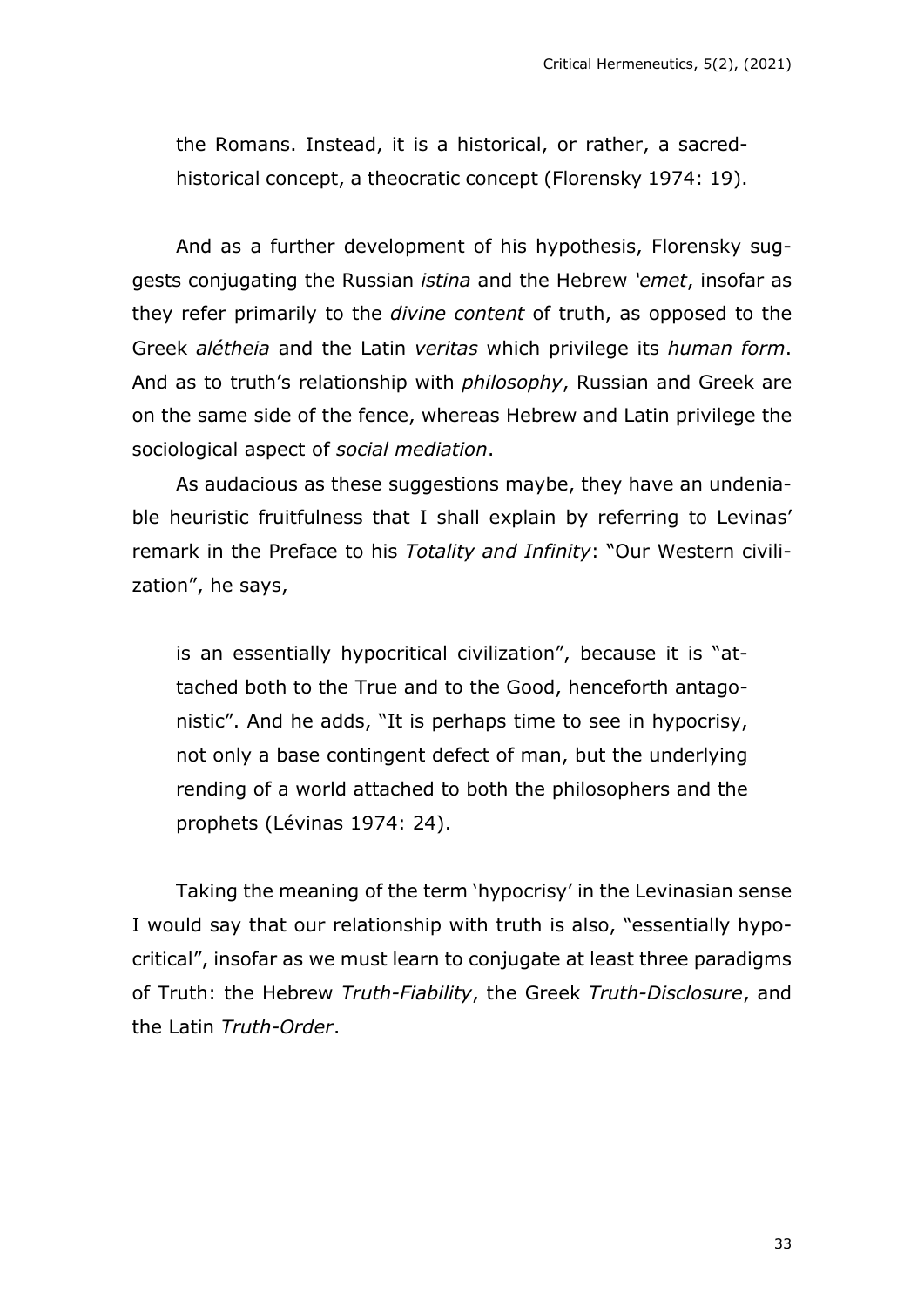> the Romans. Instead, it is a historical, or rather, a sacred-historical concept, a theocratic concept (Florensky 1974: 19).

And as a further development of his hypothesis, Florensky suggests conjugating the Russian *istina* and the Hebrew *'emet*, insofar as they refer primarily to the *divine content* of truth, as opposed to the Greek *alétheia* and the Latin *veritas* which privilege its *human form*. And as to truth's relationship with *philosophy*, Russian and Greek are on the same side of the fence, whereas Hebrew and Latin privilege the sociological aspect of *social mediation*.

As audacious as these suggestions maybe, they have an undeniable heuristic fruitfulness that I shall explain by referring to Levinas' remark in the Preface to his *Totality and Infinity*: "Our Western civilization", he says,

> is an essentially hypocritical civilization", because it is "attached both to the True and to the Good, henceforth antagonistic". And he adds, "It is perhaps time to see in hypocrisy, not only a base contingent defect of man, but the underlying rending of a world attached to both the philosophers and the prophets (Lévinas 1974: 24).

Taking the meaning of the term 'hypocrisy' in the Levinasian sense I would say that our relationship with truth is also, "essentially hypocritical", insofar as we must learn to conjugate at least three paradigms of Truth: the Hebrew *Truth-Fiability*, the Greek *Truth-Disclosure*, and the Latin *Truth-Order*.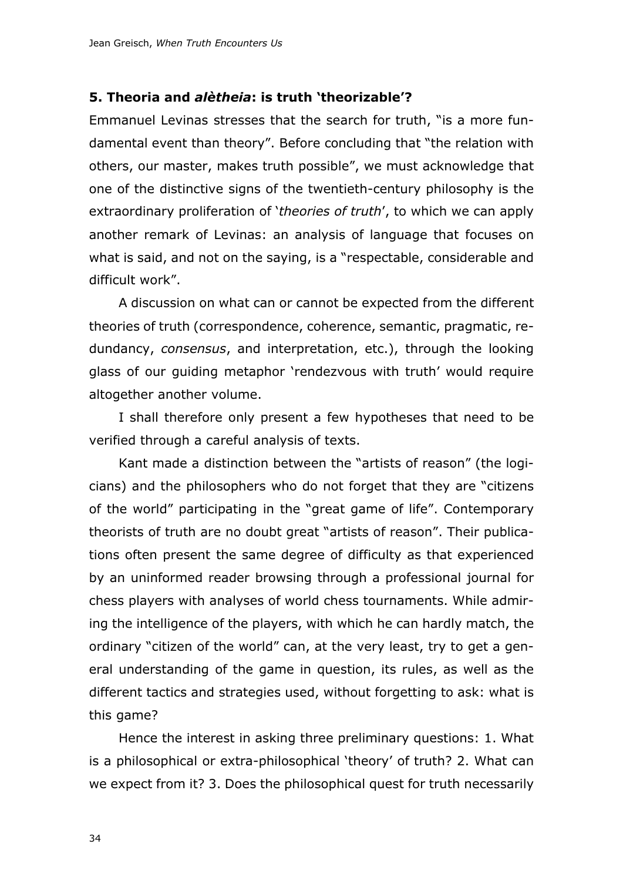## 5. Theoria and *alètheia*: is truth 'theorizable'?

Emmanuel Levinas stresses that the search for truth, "is a more fundamental event than theory". Before concluding that "the relation with others, our master, makes truth possible", we must acknowledge that one of the distinctive signs of the twentieth-century philosophy is the extraordinary proliferation of '*theories of truth*', to which we can apply another remark of Levinas: an analysis of language that focuses on what is said, and not on the saying, is a "respectable, considerable and difficult work".

A discussion on what can or cannot be expected from the different theories of truth (correspondence, coherence, semantic, pragmatic, redundancy, *consensus*, and interpretation, etc.), through the looking glass of our guiding metaphor 'rendezvous with truth' would require altogether another volume.

I shall therefore only present a few hypotheses that need to be verified through a careful analysis of texts.

Kant made a distinction between the "artists of reason" (the logicians) and the philosophers who do not forget that they are "citizens of the world" participating in the "great game of life". Contemporary theorists of truth are no doubt great "artists of reason". Their publications often present the same degree of difficulty as that experienced by an uninformed reader browsing through a professional journal for chess players with analyses of world chess tournaments. While admiring the intelligence of the players, with which he can hardly match, the ordinary "citizen of the world" can, at the very least, try to get a general understanding of the game in question, its rules, as well as the different tactics and strategies used, without forgetting to ask: what is this game?

Hence the interest in asking three preliminary questions: 1. What is a philosophical or extra-philosophical 'theory' of truth? 2. What can we expect from it? 3. Does the philosophical quest for truth necessarily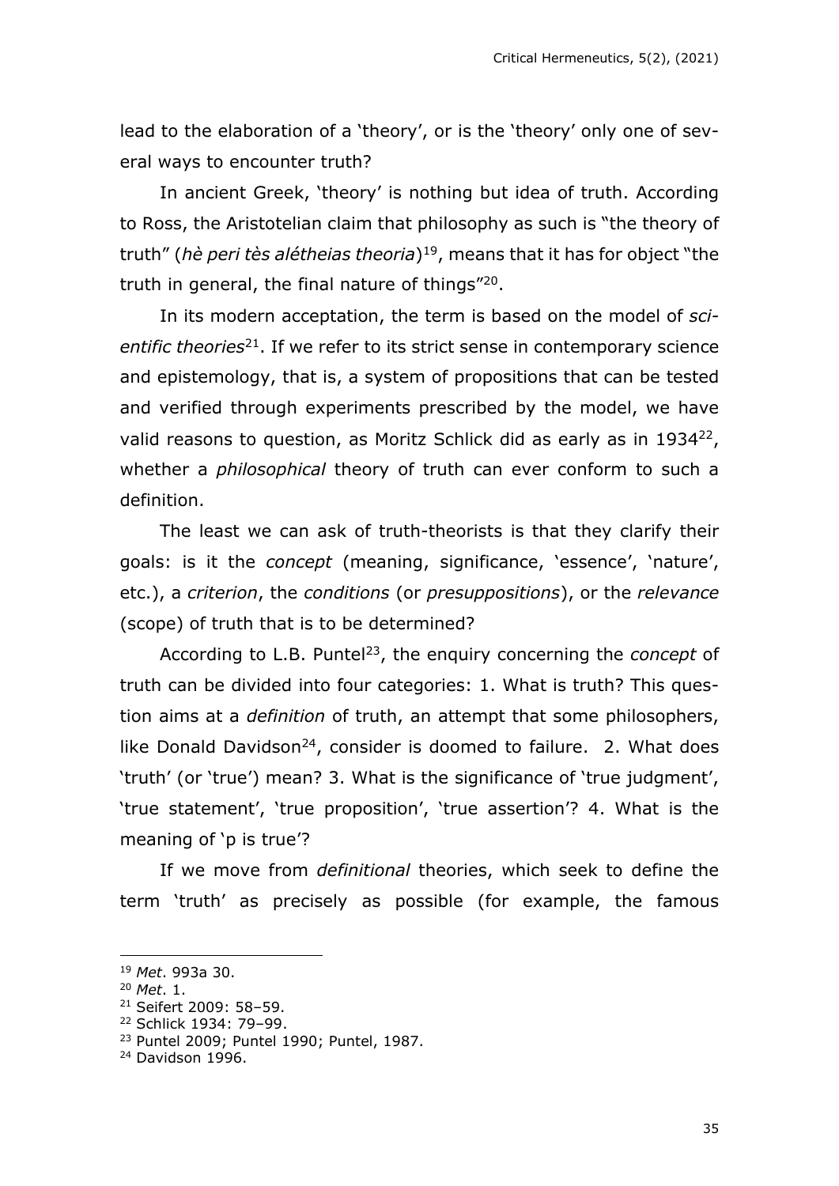lead to the elaboration of a 'theory', or is the 'theory' only one of several ways to encounter truth?

In ancient Greek, 'theory' is nothing but idea of truth. According to Ross, the Aristotelian claim that philosophy as such is "the theory of truth" (*hè peri tès alétheias theoria*)[19], means that it has for object "the truth in general, the final nature of things"[20].

In its modern acceptation, the term is based on the model of *scientific theories*[21]. If we refer to its strict sense in contemporary science and epistemology, that is, a system of propositions that can be tested and verified through experiments prescribed by the model, we have valid reasons to question, as Moritz Schlick did as early as in 1934[22], whether a *philosophical* theory of truth can ever conform to such a definition.

The least we can ask of truth-theorists is that they clarify their goals: is it the *concept* (meaning, significance, 'essence', 'nature', etc.), a *criterion*, the *conditions* (or *presuppositions*), or the *relevance* (scope) of truth that is to be determined?

According to L.B. Puntel[23], the enquiry concerning the *concept* of truth can be divided into four categories: 1. What is truth? This question aims at a *definition* of truth, an attempt that some philosophers, like Donald Davidson[24], consider is doomed to failure. 2. What does 'truth' (or 'true') mean? 3. What is the significance of 'true judgment', 'true statement', 'true proposition', 'true assertion'? 4. What is the meaning of 'p is true'?

If we move from *definitional* theories, which seek to define the term 'truth' as precisely as possible (for example, the famous

---

[19] *Met*. 993a 30.

[20] *Met*. 1.

[21] Seifert 2009: 58–59.

[22] Schlick 1934: 79–99.

[23] Puntel 2009; Puntel 1990; Puntel, 1987.

[24] Davidson 1996.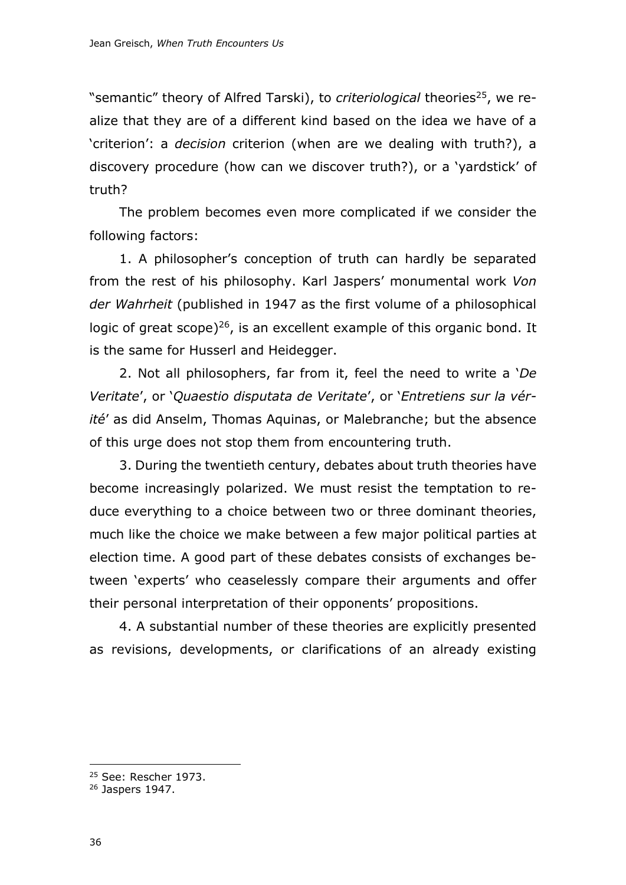"semantic" theory of Alfred Tarski), to *criteriological* theories[25], we realize that they are of a different kind based on the idea we have of a 'criterion': a *decision* criterion (when are we dealing with truth?), a discovery procedure (how can we discover truth?), or a 'yardstick' of truth?

The problem becomes even more complicated if we consider the following factors:

1. A philosopher's conception of truth can hardly be separated from the rest of his philosophy. Karl Jaspers' monumental work *Von der Wahrheit* (published in 1947 as the first volume of a philosophical logic of great scope)[26], is an excellent example of this organic bond. It is the same for Husserl and Heidegger.

2. Not all philosophers, far from it, feel the need to write a '*De Veritate*', or '*Quaestio disputata de Veritate*', or '*Entretiens sur la vérité*' as did Anselm, Thomas Aquinas, or Malebranche; but the absence of this urge does not stop them from encountering truth.

3. During the twentieth century, debates about truth theories have become increasingly polarized. We must resist the temptation to reduce everything to a choice between two or three dominant theories, much like the choice we make between a few major political parties at election time. A good part of these debates consists of exchanges between 'experts' who ceaselessly compare their arguments and offer their personal interpretation of their opponents' propositions.

4. A substantial number of these theories are explicitly presented as revisions, developments, or clarifications of an already existing

[25] See: Rescher 1973.

[26] Jaspers 1947.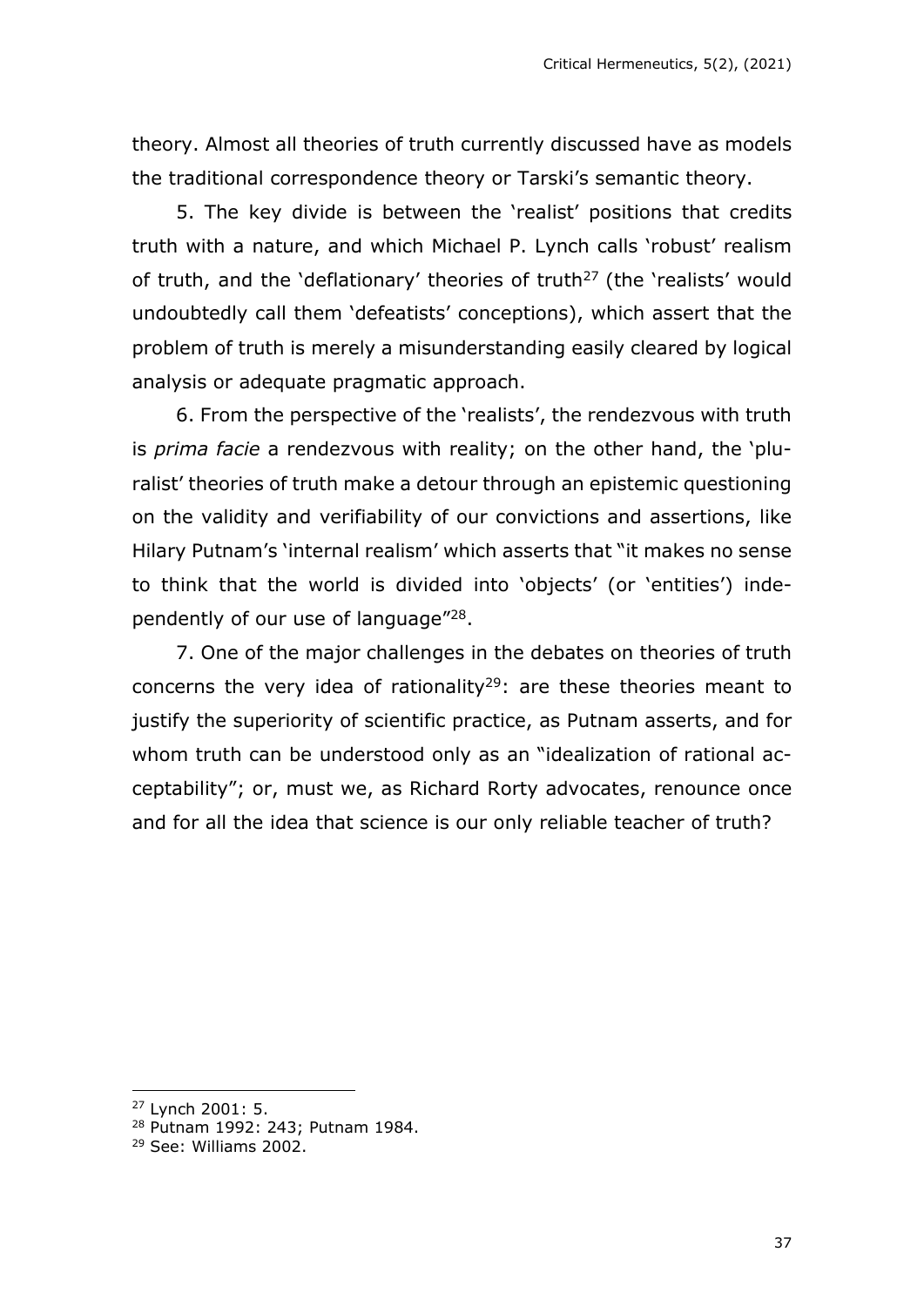theory. Almost all theories of truth currently discussed have as models the traditional correspondence theory or Tarski's semantic theory.

5. The key divide is between the 'realist' positions that credits truth with a nature, and which Michael P. Lynch calls 'robust' realism of truth, and the 'deflationary' theories of truth[27] (the 'realists' would undoubtedly call them 'defeatists' conceptions), which assert that the problem of truth is merely a misunderstanding easily cleared by logical analysis or adequate pragmatic approach.

6. From the perspective of the 'realists', the rendezvous with truth is *prima facie* a rendezvous with reality; on the other hand, the 'pluralist' theories of truth make a detour through an epistemic questioning on the validity and verifiability of our convictions and assertions, like Hilary Putnam's 'internal realism' which asserts that "it makes no sense to think that the world is divided into 'objects' (or 'entities') independently of our use of language"[28].

7. One of the major challenges in the debates on theories of truth concerns the very idea of rationality[29]: are these theories meant to justify the superiority of scientific practice, as Putnam asserts, and for whom truth can be understood only as an "idealization of rational acceptability"; or, must we, as Richard Rorty advocates, renounce once and for all the idea that science is our only reliable teacher of truth?

---

[27] Lynch 2001: 5.

[28] Putnam 1992: 243; Putnam 1984.

[29] See: Williams 2002.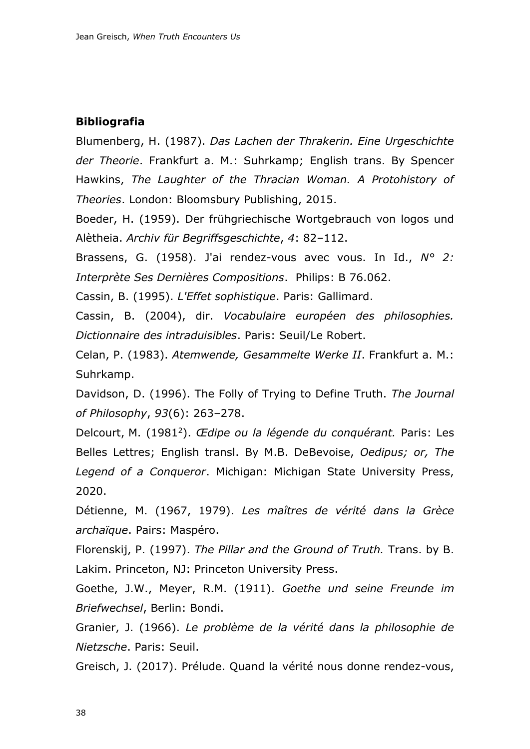**Bibliografia**

Blumenberg, H. (1987). *Das Lachen der Thrakerin. Eine Urgeschichte der Theorie*. Frankfurt a. M.: Suhrkamp; English trans. By Spencer Hawkins, *The Laughter of the Thracian Woman. A Protohistory of Theories*. London: Bloomsbury Publishing, 2015.

Boeder, H. (1959). Der frühgriechische Wortgebrauch von logos und Alètheia. *Archiv für Begriffsgeschichte*, *4*: 82–112.

Brassens, G. (1958). J'ai rendez-vous avec vous. In Id., *N° 2: Interprète Ses Dernières Compositions*. Philips: B 76.062.

Cassin, B. (1995). *L'Effet sophistique*. Paris: Gallimard.

Cassin, B. (2004), dir. *Vocabulaire européen des philosophies. Dictionnaire des intraduisibles*. Paris: Seuil/Le Robert.

Celan, P. (1983). *Atemwende, Gesammelte Werke II*. Frankfurt a. M.: Suhrkamp.

Davidson, D. (1996). The Folly of Trying to Define Truth. *The Journal of Philosophy*, *93*(6): 263–278.

Delcourt, M. (1981[2]). *Œdipe ou la légende du conquérant.* Paris: Les Belles Lettres; English transl. By M.B. DeBevoise, *Oedipus; or, The Legend of a Conqueror*. Michigan: Michigan State University Press, 2020.

Détienne, M. (1967, 1979). *Les maîtres de vérité dans la Grèce archaïque*. Pairs: Maspéro.

Florenskij, P. (1997). *The Pillar and the Ground of Truth.* Trans. by B. Lakim. Princeton, NJ: Princeton University Press.

Goethe, J.W., Meyer, R.M. (1911). *Goethe und seine Freunde im Briefwechsel*, Berlin: Bondi.

Granier, J. (1966). *Le problème de la vérité dans la philosophie de Nietzsche*. Paris: Seuil.

Greisch, J. (2017). Prélude. Quand la vérité nous donne rendez-vous,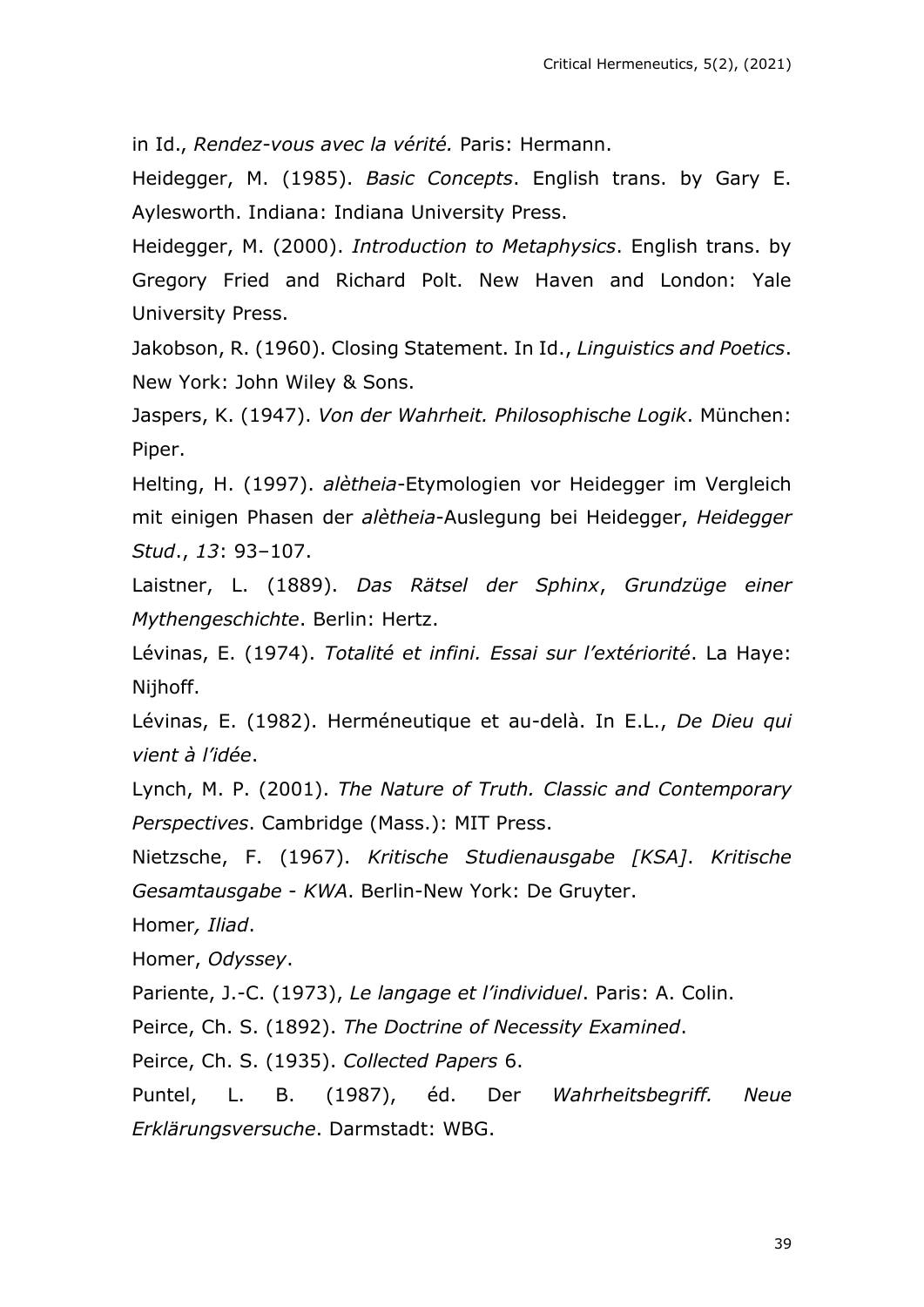in Id., *Rendez-vous avec la vérité.* Paris: Hermann.

Heidegger, M. (1985). *Basic Concepts*. English trans. by Gary E. Aylesworth. Indiana: Indiana University Press.

Heidegger, M. (2000). *Introduction to Metaphysics*. English trans. by Gregory Fried and Richard Polt. New Haven and London: Yale University Press.

Jakobson, R. (1960). Closing Statement. In Id., *Linguistics and Poetics*. New York: John Wiley & Sons.

Jaspers, K. (1947). *Von der Wahrheit. Philosophische Logik*. München: Piper.

Helting, H. (1997). *alètheia*-Etymologien vor Heidegger im Vergleich mit einigen Phasen der *alètheia*-Auslegung bei Heidegger, *Heidegger Stud*., *13*: 93–107.

Laistner, L. (1889). *Das Rätsel der Sphinx*, *Grundzüge einer Mythengeschichte*. Berlin: Hertz.

Lévinas, E. (1974). *Totalité et infini. Essai sur l'extériorité*. La Haye: Nijhoff.

Lévinas, E. (1982). Herméneutique et au-delà. In E.L., *De Dieu qui vient à l'idée*.

Lynch, M. P. (2001). *The Nature of Truth. Classic and Contemporary Perspectives*. Cambridge (Mass.): MIT Press.

Nietzsche, F. (1967). *Kritische Studienausgabe [KSA]*. *Kritische Gesamtausgabe - KWA*. Berlin-New York: De Gruyter.

Homer*, Iliad*.

Homer, *Odyssey*.

Pariente, J.-C. (1973), *Le langage et l'individuel*. Paris: A. Colin.

Peirce, Ch. S. (1892). *The Doctrine of Necessity Examined*.

Peirce, Ch. S. (1935). *Collected Papers* 6.

Puntel, L. B. (1987), éd. Der *Wahrheitsbegriff. Neue Erklärungsversuche*. Darmstadt: WBG.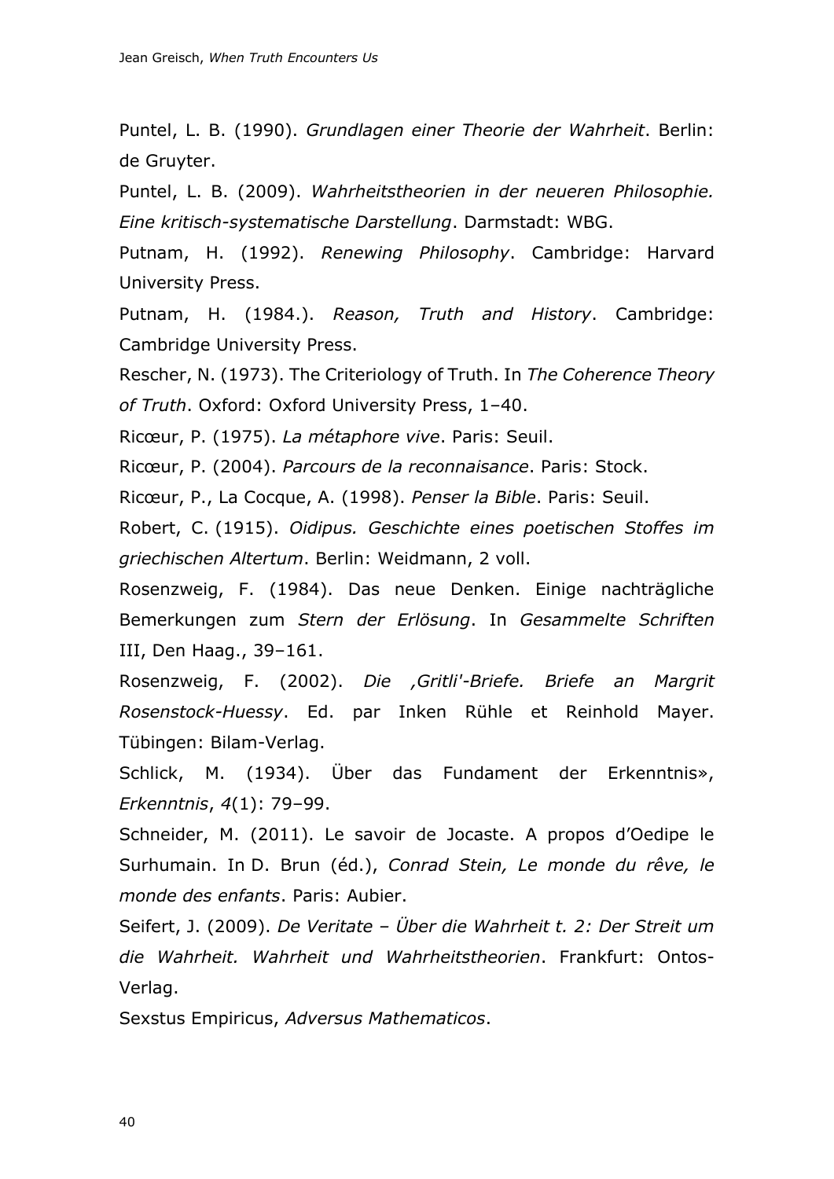Puntel, L. B. (1990). *Grundlagen einer Theorie der Wahrheit*. Berlin: de Gruyter.

Puntel, L. B. (2009). *Wahrheitstheorien in der neueren Philosophie. Eine kritisch-systematische Darstellung*. Darmstadt: WBG.

Putnam, H. (1992). *Renewing Philosophy*. Cambridge: Harvard University Press.

Putnam, H. (1984.). *Reason, Truth and History*. Cambridge: Cambridge University Press.

Rescher, N. (1973). The Criteriology of Truth. In *The Coherence Theory of Truth*. Oxford: Oxford University Press, 1–40.

Ricœur, P. (1975). *La métaphore vive*. Paris: Seuil.

Ricœur, P. (2004). *Parcours de la reconnaisance*. Paris: Stock.

Ricœur, P., La Cocque, A. (1998). *Penser la Bible*. Paris: Seuil.

Robert, C. (1915). *Oidipus. Geschichte eines poetischen Stoffes im griechischen Altertum*. Berlin: Weidmann, 2 voll.

Rosenzweig, F. (1984). Das neue Denken. Einige nachträgliche Bemerkungen zum *Stern der Erlösung*. In *Gesammelte Schriften* III, Den Haag., 39–161.

Rosenzweig, F. (2002). *Die ‚Gritli'-Briefe. Briefe an Margrit Rosenstock-Huessy*. Ed. par Inken Rühle et Reinhold Mayer. Tübingen: Bilam-Verlag.

Schlick, M. (1934). Über das Fundament der Erkenntnis», *Erkenntnis*, *4*(1): 79–99.

Schneider, M. (2011). Le savoir de Jocaste. A propos d'Oedipe le Surhumain. In D. Brun (éd.), *Conrad Stein, Le monde du rêve, le monde des enfants*. Paris: Aubier.

Seifert, J. (2009). *De Veritate – Über die Wahrheit t. 2: Der Streit um die Wahrheit. Wahrheit und Wahrheitstheorien*. Frankfurt: Ontos-Verlag.

Sexstus Empiricus, *Adversus Mathematicos*.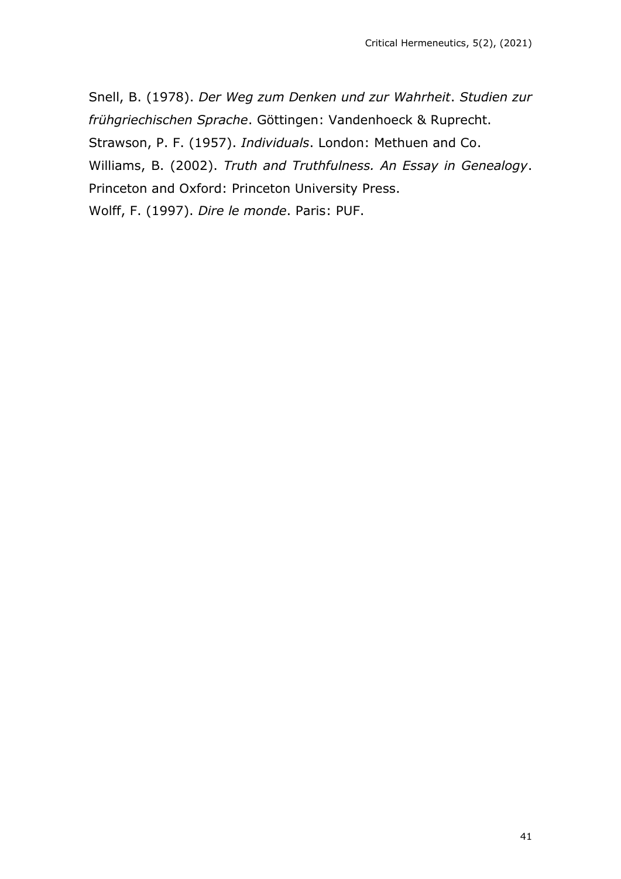Snell, B. (1978). *Der Weg zum Denken und zur Wahrheit*. *Studien zur frühgriechischen Sprache*. Göttingen: Vandenhoeck & Ruprecht.

Strawson, P. F. (1957). *Individuals*. London: Methuen and Co.

Williams, B. (2002). *Truth and Truthfulness. An Essay in Genealogy*. Princeton and Oxford: Princeton University Press.

Wolff, F. (1997). *Dire le monde*. Paris: PUF.